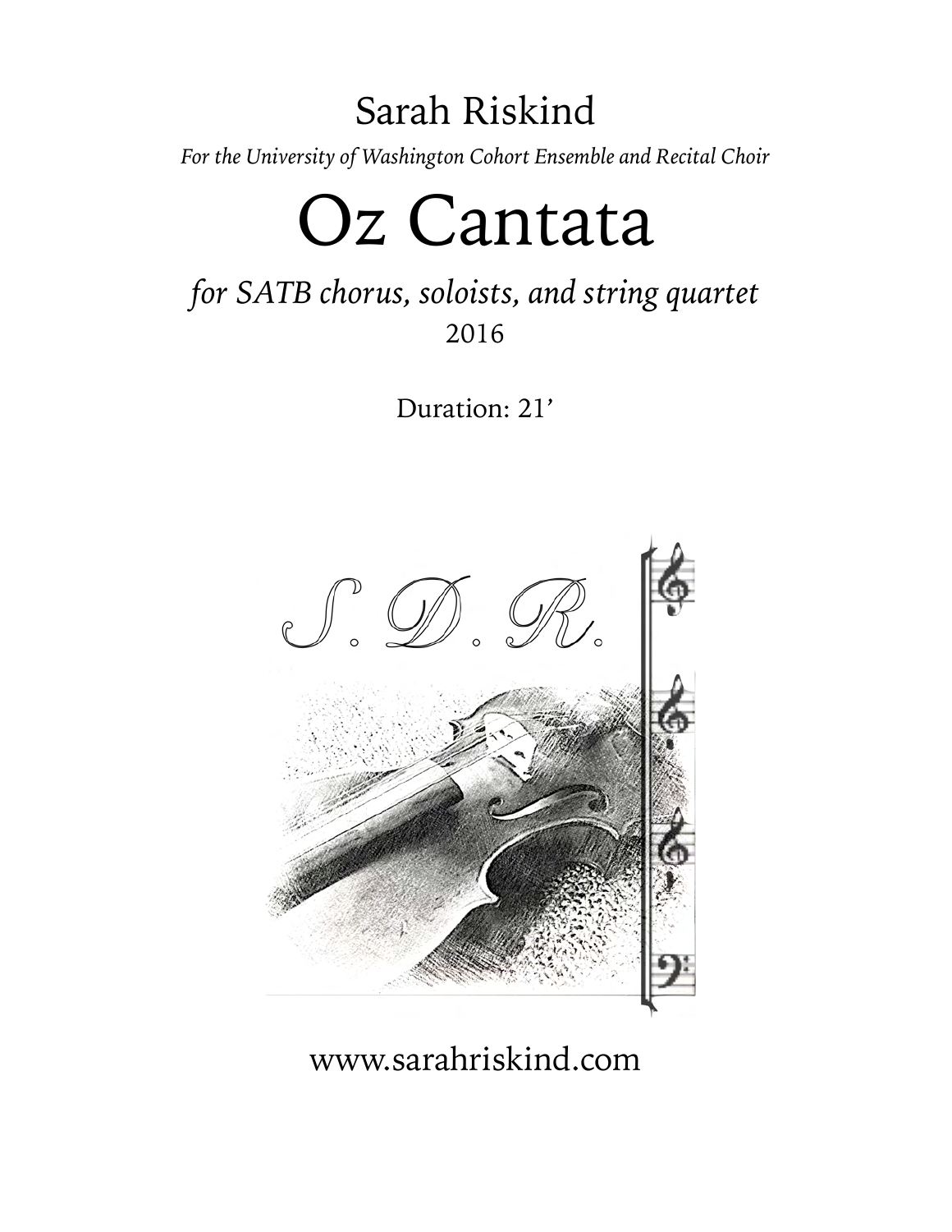Sarah Riskind

*For the University of Washington Cohort Ensemble and Recital Choir*

# Oz Cantata

*for SATB chorus, soloists, and string quartet*

2016

Duration: 21’

www.sarahriskind.com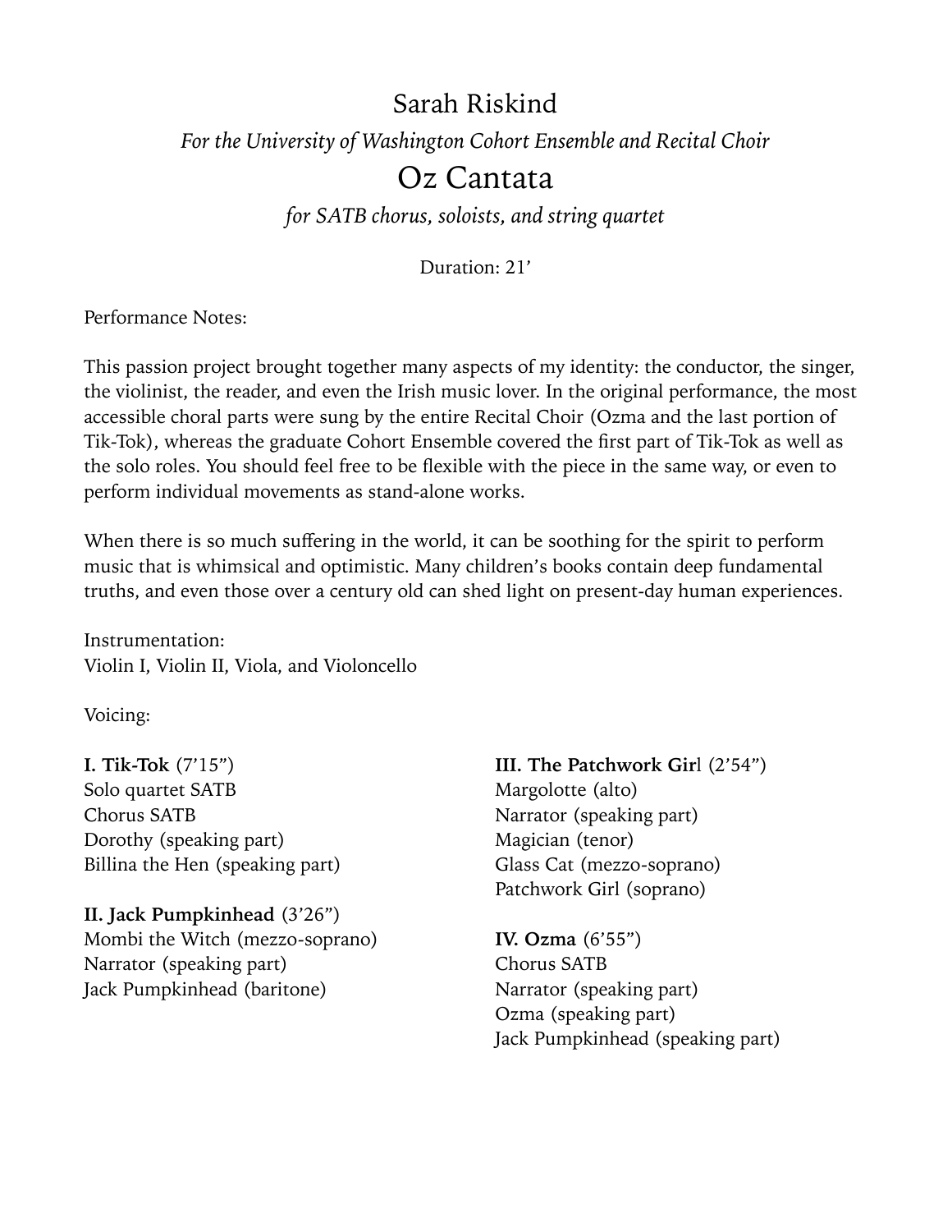# Sarah Riskind

*For the University of Washington Cohort Ensemble and Recital Choir*

## Oz Cantata

*for SATB chorus, soloists, and string quartet*

Duration: 21'

Performance Notes:

This passion project brought together many aspects of my identity: the conductor, the singer, the violinist, the reader, and even the Irish music lover. In the original performance, the most accessible choral parts were sung by the entire Recital Choir (Ozma and the last portion of Tik-Tok), whereas the graduate Cohort Ensemble covered the first part of Tik-Tok as well as the solo roles. You should feel free to be flexible with the piece in the same way, or even to perform individual movements as stand-alone works.

When there is so much suffering in the world, it can be soothing for the spirit to perform music that is whimsical and optimistic. Many children's books contain deep fundamental truths, and even those over a century old can shed light on present-day human experiences.

Instrumentation:
Violin I, Violin II, Viola, and Violoncello

Voicing:

**I. Tik-Tok** (7'15")
Solo quartet SATB
Chorus SATB
Dorothy (speaking part)
Billina the Hen (speaking part)

**II. Jack Pumpkinhead** (3'26")
Mombi the Witch (mezzo-soprano)
Narrator (speaking part)
Jack Pumpkinhead (baritone)

**III. The Patchwork Gir**l (2'54")
Margolotte (alto)
Narrator (speaking part)
Magician (tenor)
Glass Cat (mezzo-soprano)
Patchwork Girl (soprano)

**IV. Ozma** (6'55")
Chorus SATB
Narrator (speaking part)
Ozma (speaking part)
Jack Pumpkinhead (speaking part)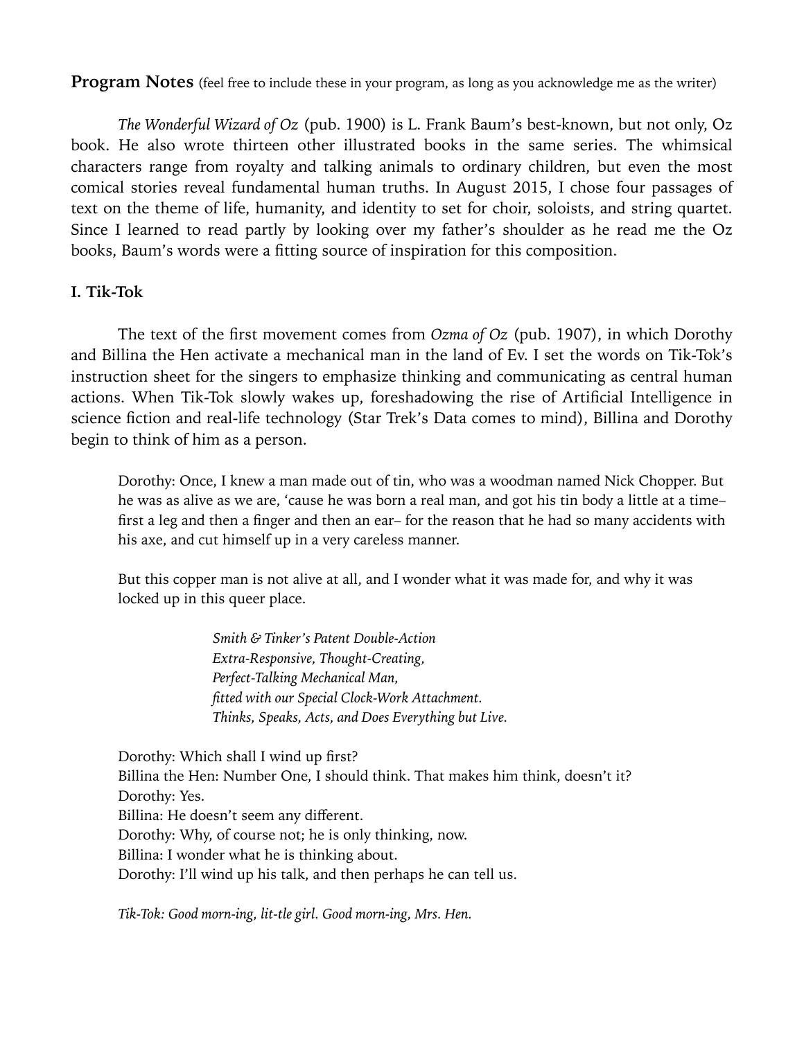**Program Notes** (feel free to include these in your program, as long as you acknowledge me as the writer)

*The Wonderful Wizard of Oz* (pub. 1900) is L. Frank Baum's best-known, but not only, Oz book. He also wrote thirteen other illustrated books in the same series. The whimsical characters range from royalty and talking animals to ordinary children, but even the most comical stories reveal fundamental human truths. In August 2015, I chose four passages of text on the theme of life, humanity, and identity to set for choir, soloists, and string quartet. Since I learned to read partly by looking over my father's shoulder as he read me the Oz books, Baum's words were a fitting source of inspiration for this composition.

**I. Tik-Tok**

The text of the first movement comes from *Ozma of Oz* (pub. 1907), in which Dorothy and Billina the Hen activate a mechanical man in the land of Ev. I set the words on Tik-Tok's instruction sheet for the singers to emphasize thinking and communicating as central human actions. When Tik-Tok slowly wakes up, foreshadowing the rise of Artificial Intelligence in science fiction and real-life technology (Star Trek's Data comes to mind), Billina and Dorothy begin to think of him as a person.

> Dorothy: Once, I knew a man made out of tin, who was a woodman named Nick Chopper. But he was as alive as we are, 'cause he was born a real man, and got his tin body a little at a time– first a leg and then a finger and then an ear– for the reason that he had so many accidents with his axe, and cut himself up in a very careless manner.
>
> But this copper man is not alive at all, and I wonder what it was made for, and why it was locked up in this queer place.
>
> *Smith & Tinker's Patent Double-Action*
> *Extra-Responsive, Thought-Creating,*
> *Perfect-Talking Mechanical Man,*
> *fitted with our Special Clock-Work Attachment.*
> *Thinks, Speaks, Acts, and Does Everything but Live.*
>
> Dorothy: Which shall I wind up first?
> Billina the Hen: Number One, I should think. That makes him think, doesn't it?
> Dorothy: Yes.
> Billina: He doesn't seem any different.
> Dorothy: Why, of course not; he is only thinking, now.
> Billina: I wonder what he is thinking about.
> Dorothy: I'll wind up his talk, and then perhaps he can tell us.
>
> *Tik-Tok: Good morn-ing, lit-tle girl. Good morn-ing, Mrs. Hen.*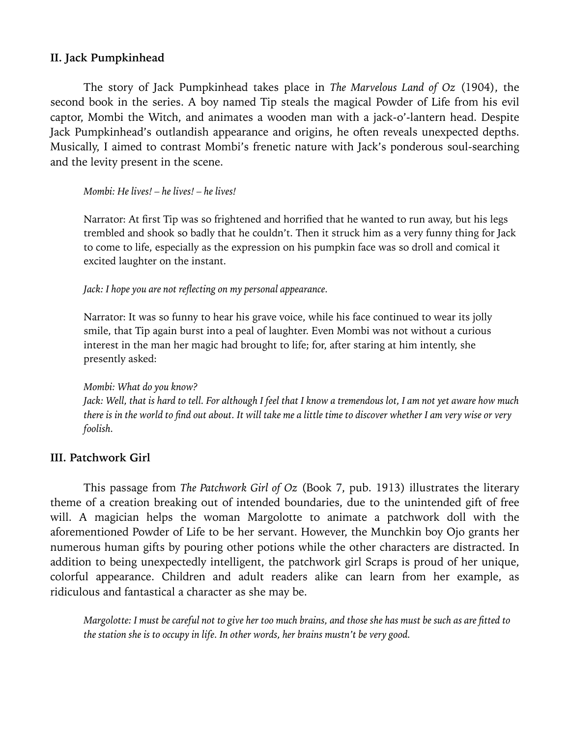### II. Jack Pumpkinhead

The story of Jack Pumpkinhead takes place in *The Marvelous Land of Oz* (1904), the second book in the series. A boy named Tip steals the magical Powder of Life from his evil captor, Mombi the Witch, and animates a wooden man with a jack-o'-lantern head. Despite Jack Pumpkinhead's outlandish appearance and origins, he often reveals unexpected depths. Musically, I aimed to contrast Mombi's frenetic nature with Jack's ponderous soul-searching and the levity present in the scene.

> *Mombi: He lives! – he lives! – he lives!*
>
> Narrator: At first Tip was so frightened and horrified that he wanted to run away, but his legs trembled and shook so badly that he couldn't. Then it struck him as a very funny thing for Jack to come to life, especially as the expression on his pumpkin face was so droll and comical it excited laughter on the instant.
>
> *Jack: I hope you are not reflecting on my personal appearance.*
>
> Narrator: It was so funny to hear his grave voice, while his face continued to wear its jolly smile, that Tip again burst into a peal of laughter. Even Mombi was not without a curious interest in the man her magic had brought to life; for, after staring at him intently, she presently asked:
>
> *Mombi: What do you know?*
> *Jack: Well, that is hard to tell. For although I feel that I know a tremendous lot, I am not yet aware how much there is in the world to find out about. It will take me a little time to discover whether I am very wise or very foolish.*

### III. Patchwork Girl

This passage from *The Patchwork Girl of Oz* (Book 7, pub. 1913) illustrates the literary theme of a creation breaking out of intended boundaries, due to the unintended gift of free will. A magician helps the woman Margolotte to animate a patchwork doll with the aforementioned Powder of Life to be her servant. However, the Munchkin boy Ojo grants her numerous human gifts by pouring other potions while the other characters are distracted. In addition to being unexpectedly intelligent, the patchwork girl Scraps is proud of her unique, colorful appearance. Children and adult readers alike can learn from her example, as ridiculous and fantastical a character as she may be.

> *Margolotte: I must be careful not to give her too much brains, and those she has must be such as are fitted to the station she is to occupy in life. In other words, her brains mustn't be very good.*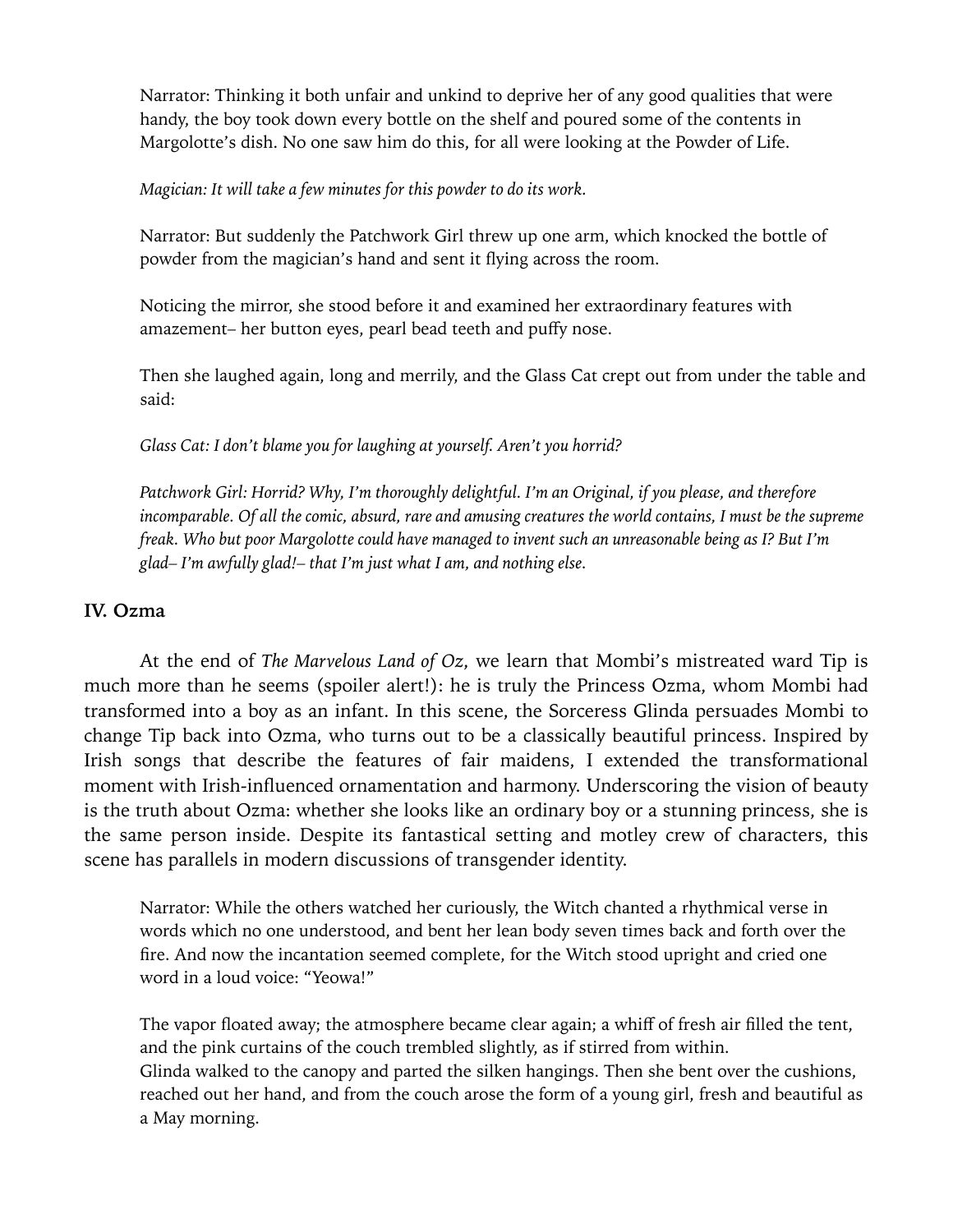Narrator: Thinking it both unfair and unkind to deprive her of any good qualities that were handy, the boy took down every bottle on the shelf and poured some of the contents in Margolotte's dish. No one saw him do this, for all were looking at the Powder of Life.

*Magician: It will take a few minutes for this powder to do its work.*

Narrator: But suddenly the Patchwork Girl threw up one arm, which knocked the bottle of powder from the magician's hand and sent it flying across the room.

Noticing the mirror, she stood before it and examined her extraordinary features with amazement– her button eyes, pearl bead teeth and puffy nose.

Then she laughed again, long and merrily, and the Glass Cat crept out from under the table and said:

*Glass Cat: I don't blame you for laughing at yourself. Aren't you horrid?*

*Patchwork Girl: Horrid? Why, I'm thoroughly delightful. I'm an Original, if you please, and therefore incomparable. Of all the comic, absurd, rare and amusing creatures the world contains, I must be the supreme freak. Who but poor Margolotte could have managed to invent such an unreasonable being as I? But I'm glad– I'm awfully glad!– that I'm just what I am, and nothing else.*

### IV. Ozma

At the end of *The Marvelous Land of Oz*, we learn that Mombi's mistreated ward Tip is much more than he seems (spoiler alert!): he is truly the Princess Ozma, whom Mombi had transformed into a boy as an infant. In this scene, the Sorceress Glinda persuades Mombi to change Tip back into Ozma, who turns out to be a classically beautiful princess. Inspired by Irish songs that describe the features of fair maidens, I extended the transformational moment with Irish-influenced ornamentation and harmony. Underscoring the vision of beauty is the truth about Ozma: whether she looks like an ordinary boy or a stunning princess, she is the same person inside. Despite its fantastical setting and motley crew of characters, this scene has parallels in modern discussions of transgender identity.

Narrator: While the others watched her curiously, the Witch chanted a rhythmical verse in words which no one understood, and bent her lean body seven times back and forth over the fire. And now the incantation seemed complete, for the Witch stood upright and cried one word in a loud voice: "Yeowa!"

The vapor floated away; the atmosphere became clear again; a whiff of fresh air filled the tent, and the pink curtains of the couch trembled slightly, as if stirred from within.
Glinda walked to the canopy and parted the silken hangings. Then she bent over the cushions, reached out her hand, and from the couch arose the form of a young girl, fresh and beautiful as a May morning.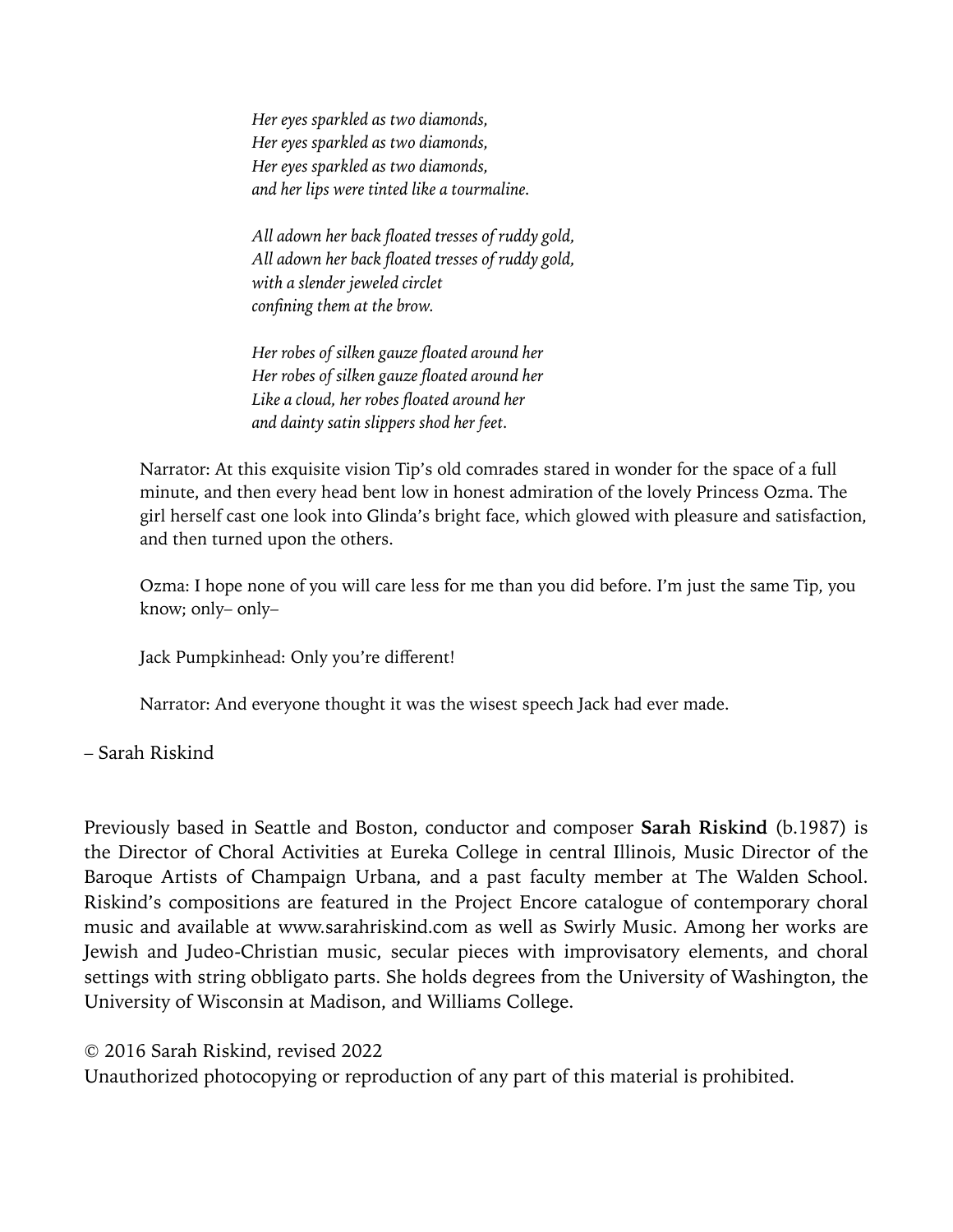*Her eyes sparkled as two diamonds,*  
*Her eyes sparkled as two diamonds,*  
*Her eyes sparkled as two diamonds,*  
*and her lips were tinted like a tourmaline.*

*All adown her back floated tresses of ruddy gold,*  
*All adown her back floated tresses of ruddy gold,*  
*with a slender jeweled circlet*  
*confining them at the brow.*

*Her robes of silken gauze floated around her*  
*Her robes of silken gauze floated around her*  
*Like a cloud, her robes floated around her*  
*and dainty satin slippers shod her feet.*

Narrator: At this exquisite vision Tip's old comrades stared in wonder for the space of a full minute, and then every head bent low in honest admiration of the lovely Princess Ozma. The girl herself cast one look into Glinda's bright face, which glowed with pleasure and satisfaction, and then turned upon the others.

Ozma: I hope none of you will care less for me than you did before. I'm just the same Tip, you know; only– only–

Jack Pumpkinhead: Only you're different!

Narrator: And everyone thought it was the wisest speech Jack had ever made.

– Sarah Riskind

Previously based in Seattle and Boston, conductor and composer **Sarah Riskind** (b.1987) is the Director of Choral Activities at Eureka College in central Illinois, Music Director of the Baroque Artists of Champaign Urbana, and a past faculty member at The Walden School. Riskind's compositions are featured in the Project Encore catalogue of contemporary choral music and available at www.sarahriskind.com as well as Swirly Music. Among her works are Jewish and Judeo-Christian music, secular pieces with improvisatory elements, and choral settings with string obbligato parts. She holds degrees from the University of Washington, the University of Wisconsin at Madison, and Williams College.

© 2016 Sarah Riskind, revised 2022  
Unauthorized photocopying or reproduction of any part of this material is prohibited.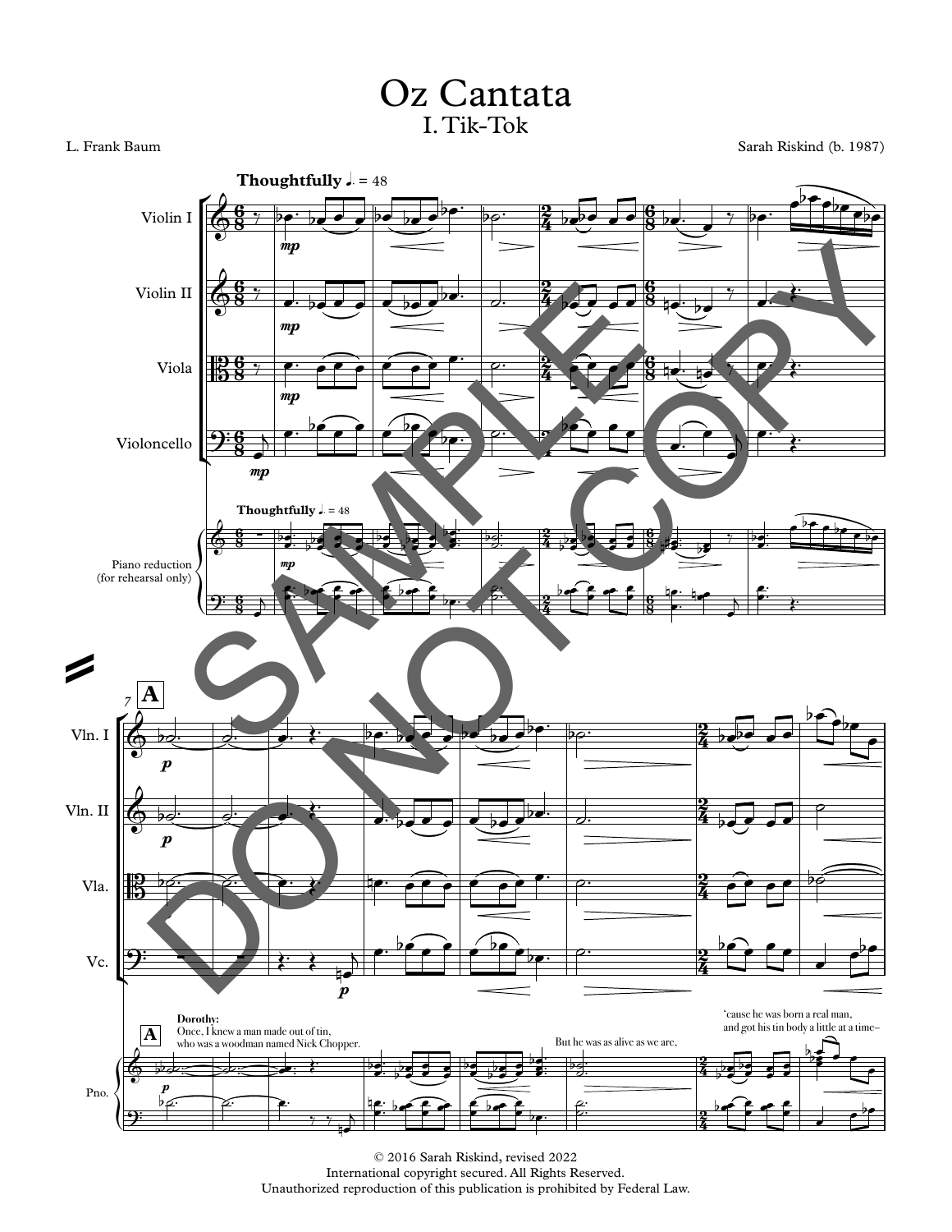# Oz Cantata

## I. Tik-Tok

L. Frank Baum

Sarah Riskind (b. 1987)

**Thoughtfully** ♩. = 48

Violin I

Violin II

Viola

Violoncello

Piano reduction (for rehearsal only)

**A**

**Dorothy:**
Once, I knew a man made out of tin,
who was a woodman named Nick Chopper.

But he was as alive as we are,

'cause he was born a real man,
and got his tin body a little at a time–

© 2016 Sarah Riskind, revised 2022
International copyright secured. All Rights Reserved.
Unauthorized reproduction of this publication is prohibited by Federal Law.

SAMPLE
DO NOT COPY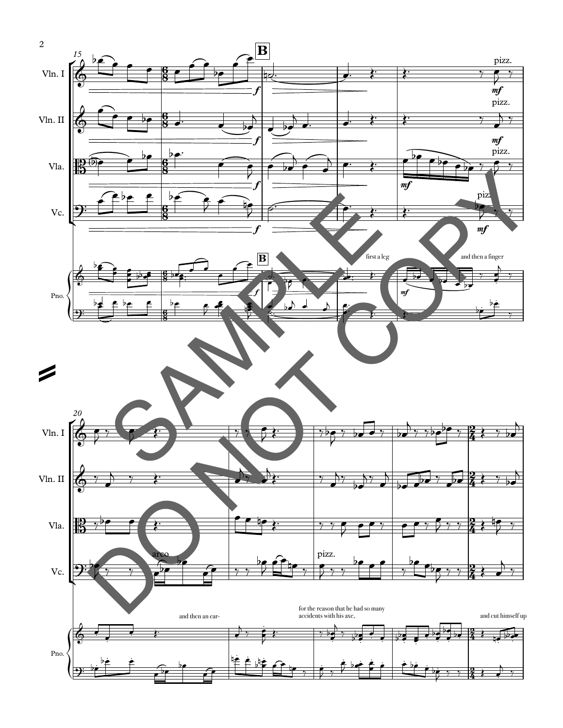**B**

Vln. I

Vln. II

Vla.

Vc.

Pno.

pizz.

*mf*

*f*

first a leg

and then a finger

arco

and then an ear-

for the reason that he had so many accidents with his axe,

and cut himself up

SAMPLE DO NOT COPY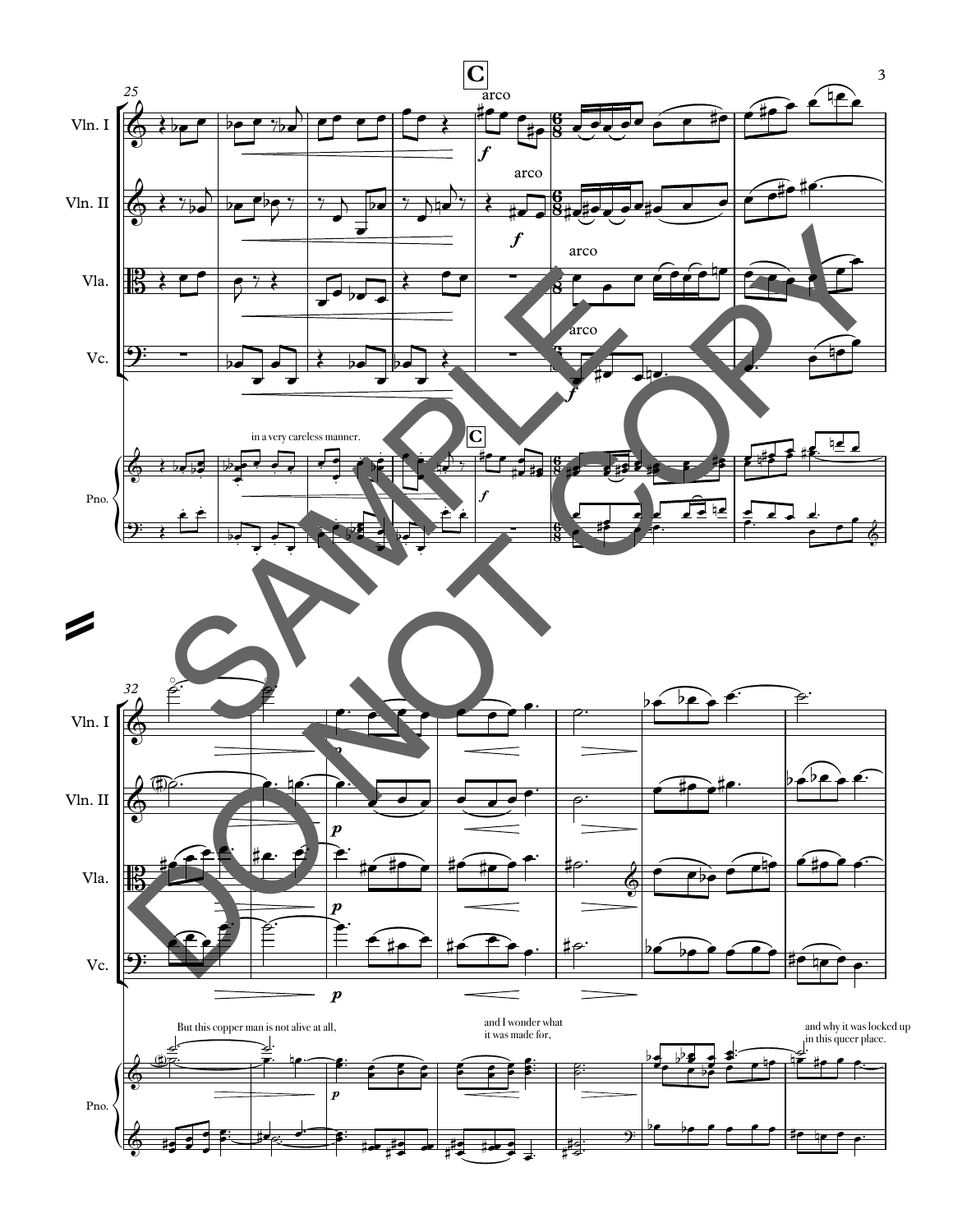C

arco

in a very careless manner.

But this copper man is not alive at all,

and I wonder what it was made for,

and why it was locked up in this queer place.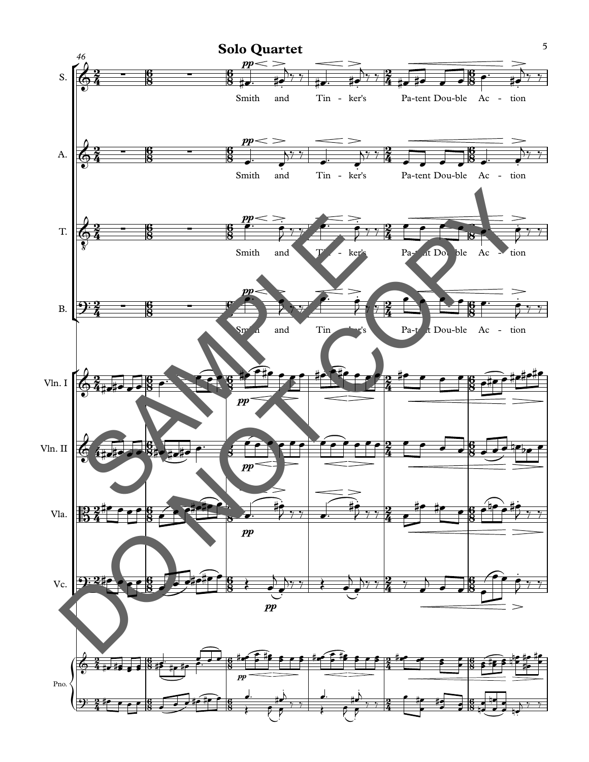## Solo Quartet

46

S. — Smith and Tin - ker's Pa-tent Dou-ble Ac - tion

A. — Smith and Tin - ker's Pa-tent Dou-ble Ac - tion

T. — Smith and Tin - ker's Pa-tent Dou-ble Ac - tion

B. — Smith and Tin - ker's Pa-tent Dou-ble Ac - tion

Vln. I

Vln. II

Vla.

Vc.

Pno.

SAMPLE DO NOT COPY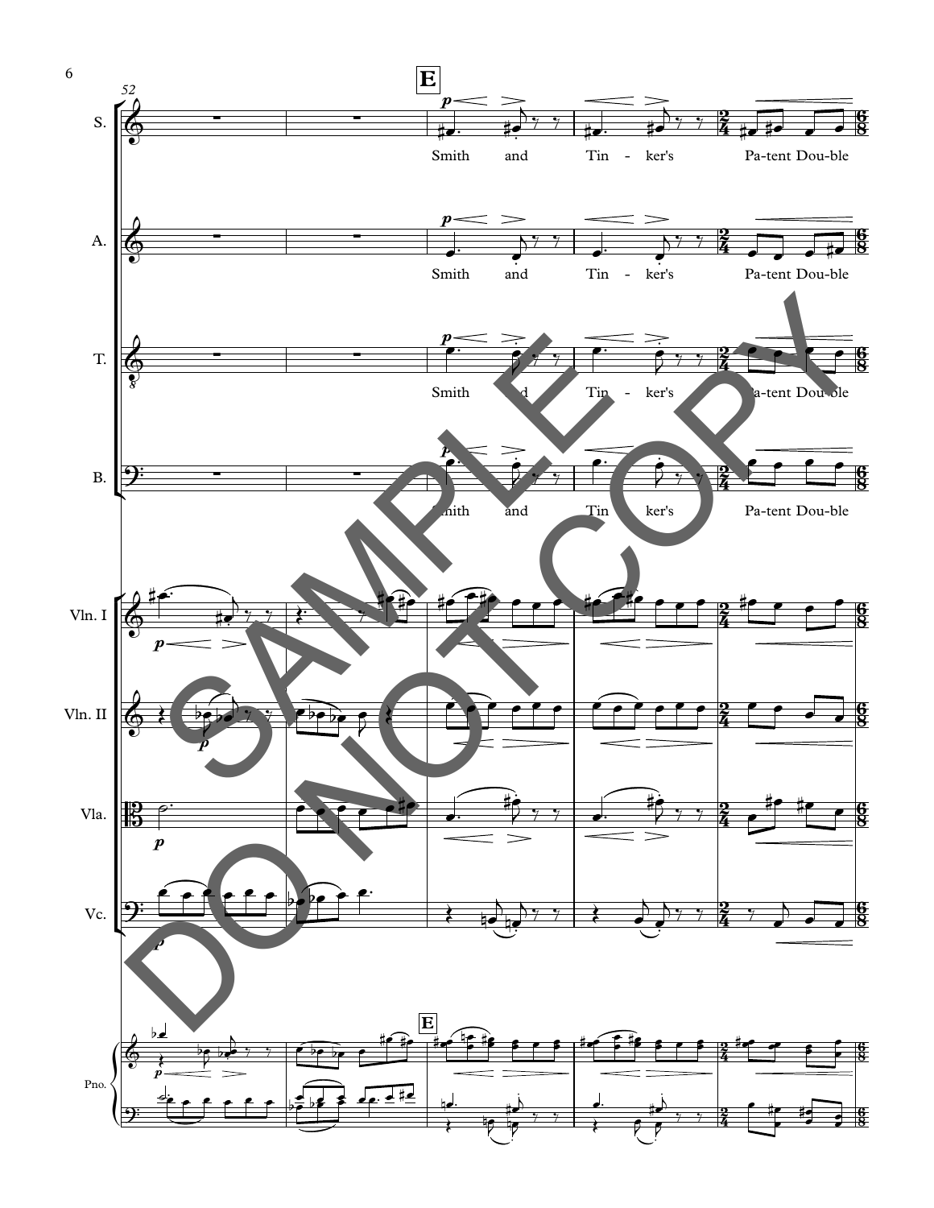**E**

S. — Smith and Tin-ker's Pa-tent Dou-ble

A. — Smith and Tin-ker's Pa-tent Dou-ble

T. — Smith and Tin-ker's Pa-tent Dou-ble

B. — Smith and Tin-ker's Pa-tent Dou-ble

Vln. I

Vln. II

Vla.

Vc.

Pno.

SAMPLE DO NOT COPY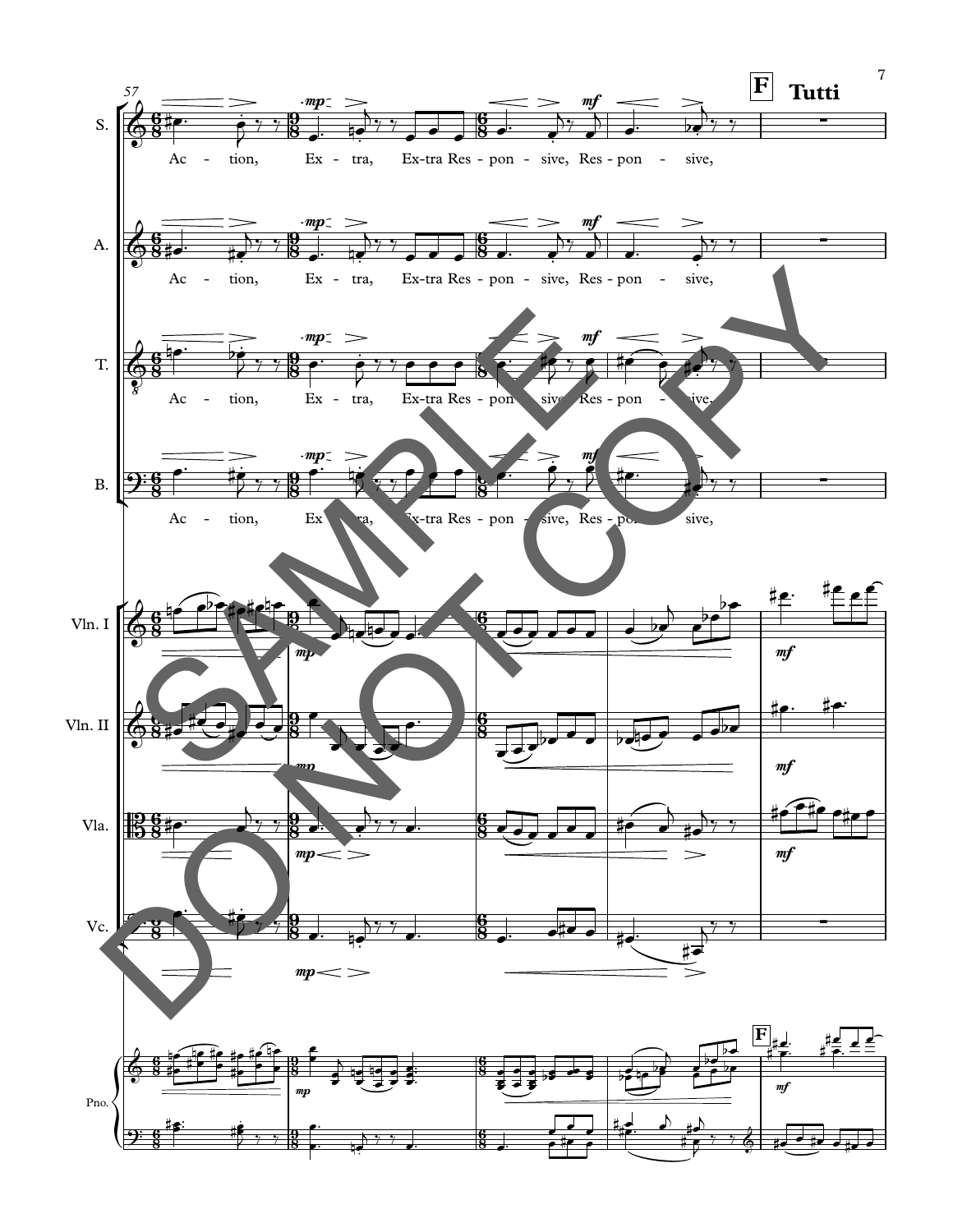**F** **Tutti**

S. Ac - tion, Ex - tra, Ex-tra Res - pon - sive, Res - pon - sive,

A. Ac - tion, Ex - tra, Ex-tra Res - pon - sive, Res - pon - sive,

T. Ac - tion, Ex - tra, Ex-tra Res - pon - sive, Res - pon - sive,

B. Ac - tion, Ex - tra, Ex-tra Res - pon - sive, Res - pon - sive,

Vln. I

Vln. II

Vla.

Vc.

Pno.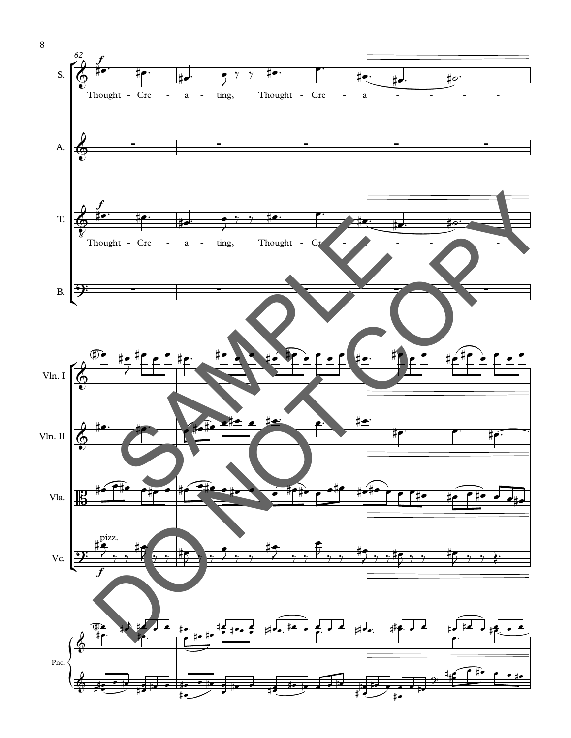62

S.

Thought - Cre - a - ting, Thought - Cre - a - - - - -

A.

T.

Thought - Cre - a - ting, Thought - Cre - a - - - - -

B.

Vln. I

Vln. II

Vla.

Vc.

pizz.

Pno.

SAMPLE DO NOT COPY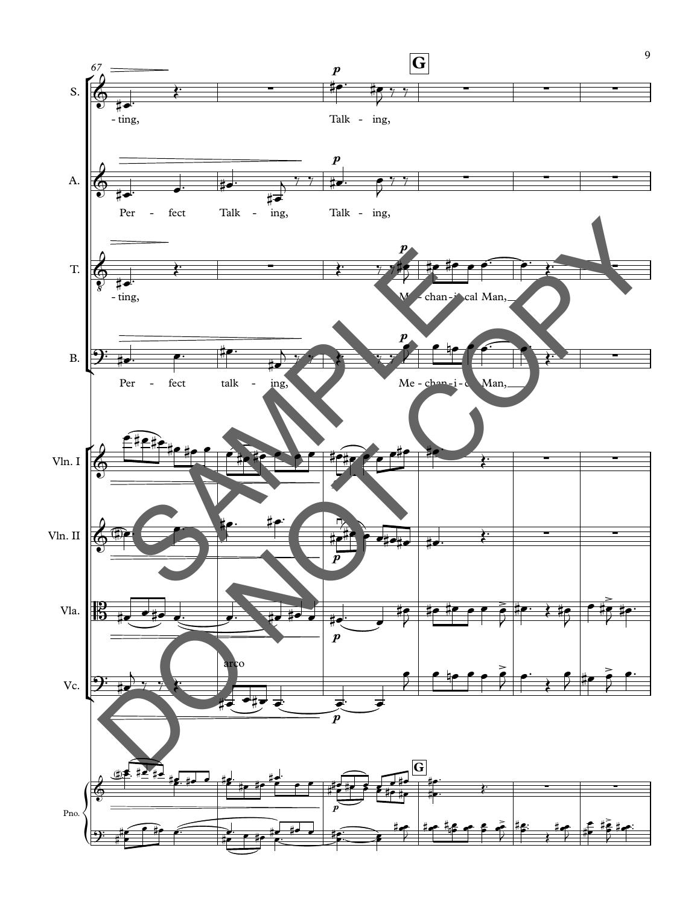67

**G**

S. — *p* — -ting, Talk - ing,

A. — *p* — Per - fect Talk - ing, Talk - ing,

T. — *p* — -ting, Me - chan - i - cal Man,

B. — *p* — Per - fect talk - ing, Me - chan - i - cal Man,

Vln. I

Vln. II — *p*

Vla. — *p*

Vc. — arco — *p*

Pno. — *p* — **G**

SAMPLE DO NOT COPY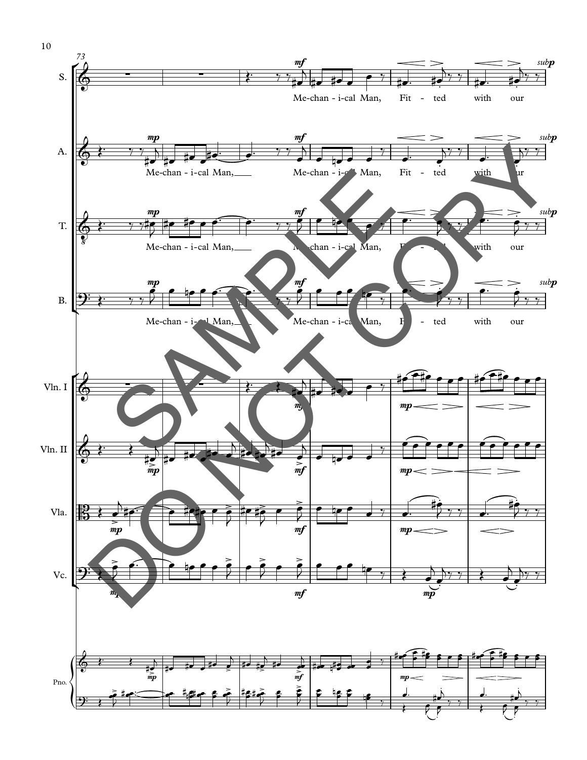Me-chan - i-cal Man, Fit - ted with our

Me-chan - i-cal Man, Me-chan - i-cal Man, Fit - ted with our

Me-chan - i-cal Man, Me-chan - i-cal Man, Fit - ted with our

Me-chan - i-cal Man, Me-chan - i-cal Man, Fit - ted with our

SAMPLE DO NOT COPY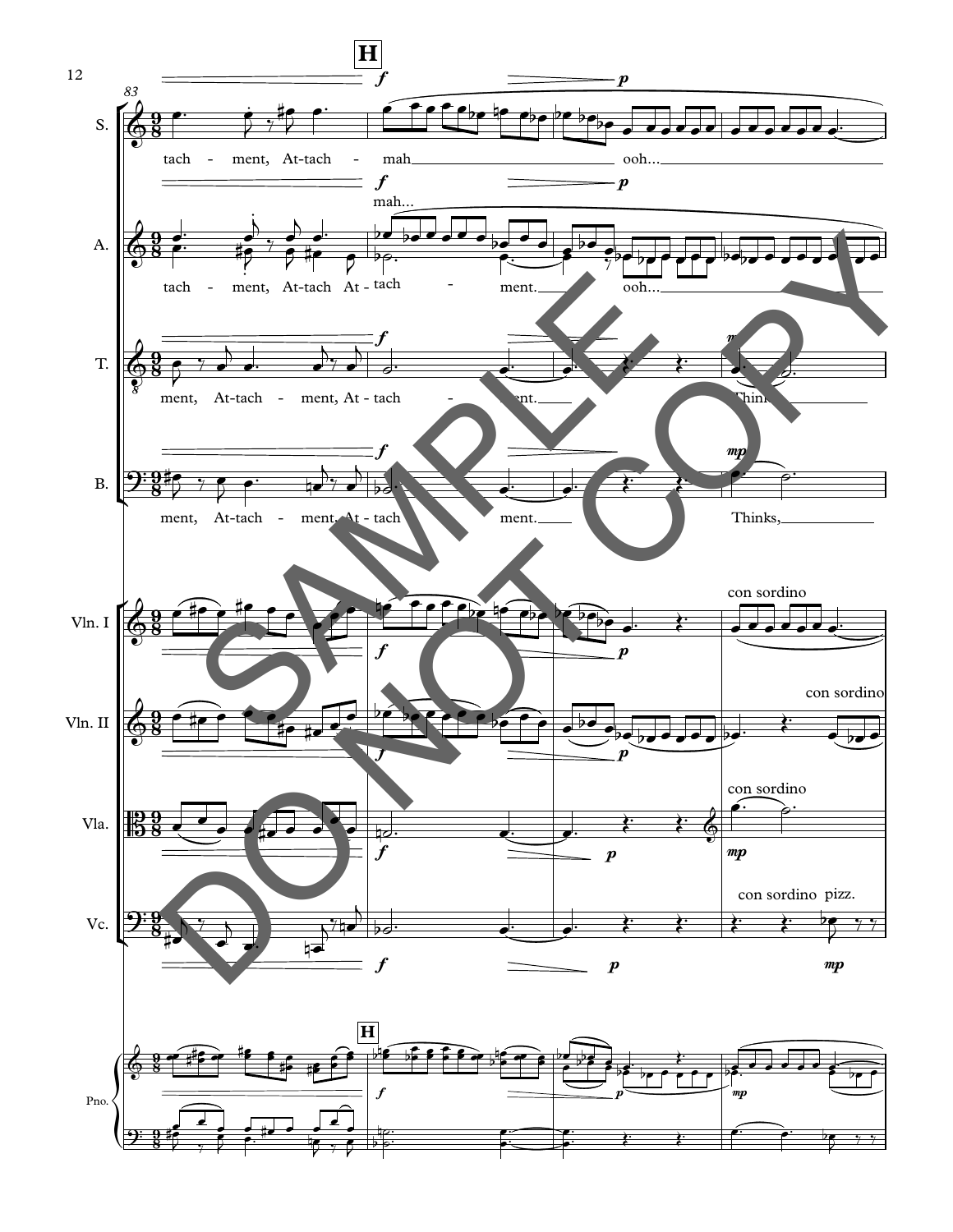**H**

83

S. — tach - ment, At-tach - mah ooh...

A. — tach - ment, At-tach At - tach - ment. ooh... (mah...)

T. — ment, At-tach - ment, At - tach - ment. Thinks,

B. — ment, At-tach - ment, At - tach ment. Thinks,

Vln. I — con sordino

Vln. II — con sordino

Vla. — con sordino

Vc. — con sordino pizz.

Pno. — **H**

SAMPLE DO NOT COPY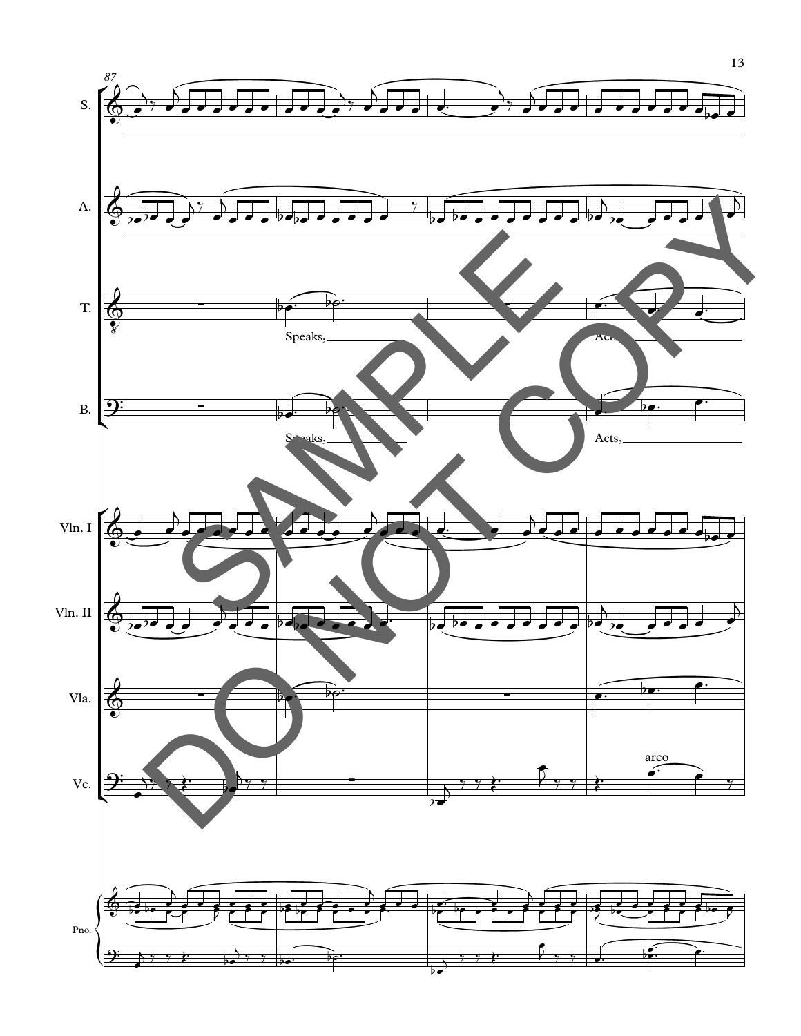87

S.

A.

T.

Speaks,

Acts,

B.

Speaks,

Acts,

Vln. I

Vln. II

Vla.

Vc.

arco

Pno.

SAMPLE DO NOT COPY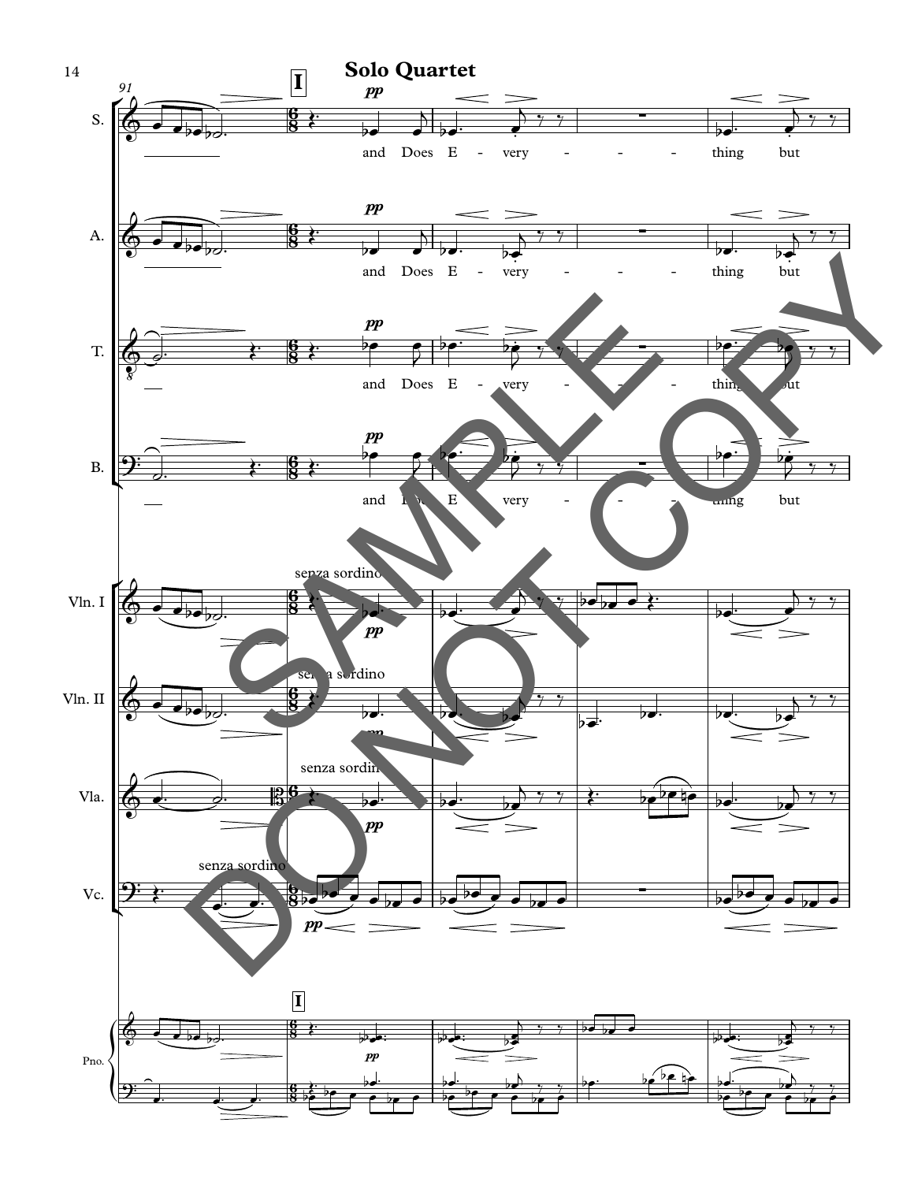## Solo Quartet

and Does E - very - - - - thing but

and Does E - very - - - - thing but

and Does E - very - - - - thing but

and Does E - very - - - - thing but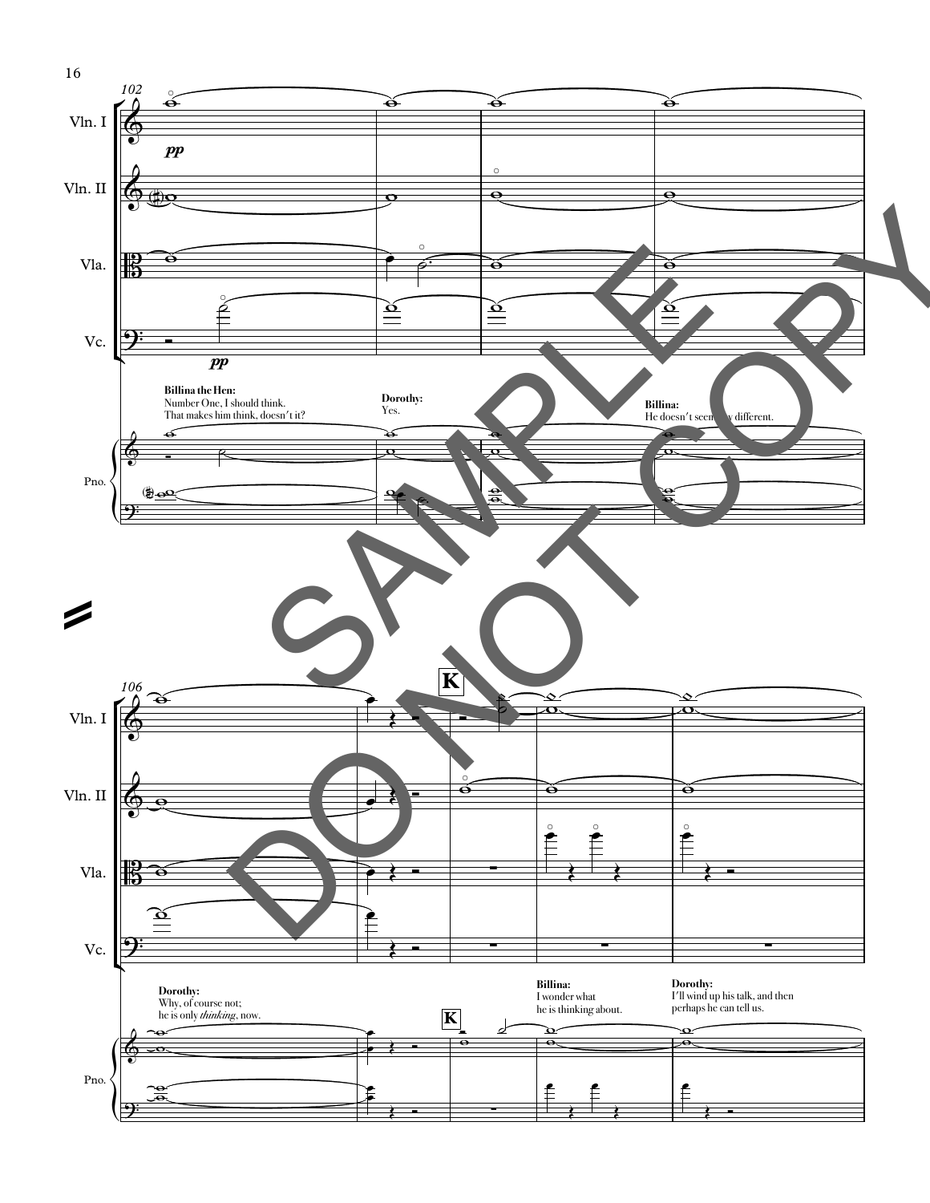**Billina the Hen:**
Number One, I should think.
That makes him think, doesn't it?

**Dorothy:**
Yes.

**Billina:**
He doesn't seem any different.

**Dorothy:**
Why, of course not;
he is only *thinking*, now.

**K**

**Billina:**
I wonder what
he is thinking about.

**Dorothy:**
I'll wind up his talk, and then
perhaps he can tell us.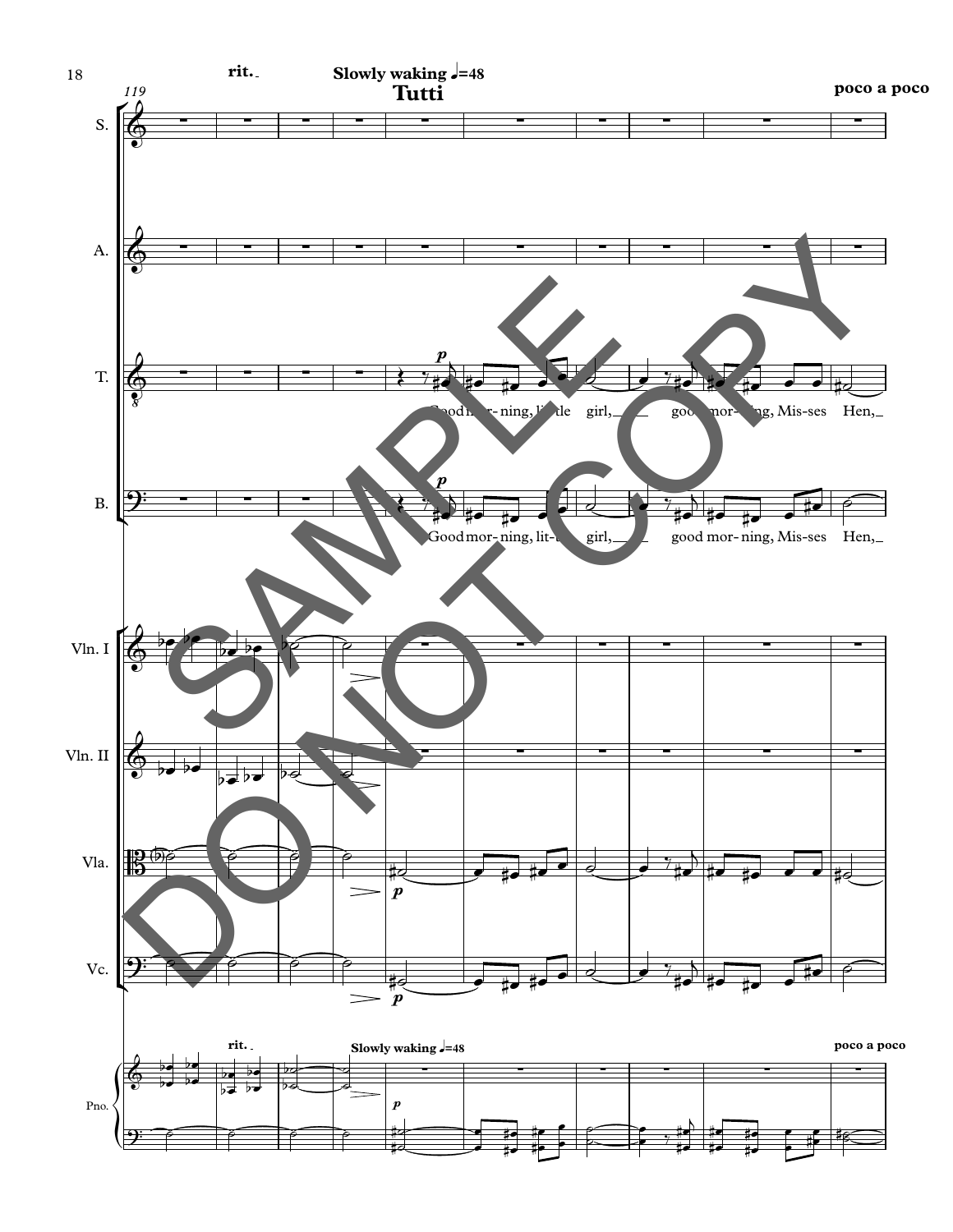rit. Slowly waking ♩=48

**Tutti**

poco a poco

Good mor- ning, lit- tle girl, good mor- ning, Mis- ses Hen,

Good mor- ning, lit- tle girl, good mor- ning, Mis- ses Hen,

SAMPLE DO NOT COPY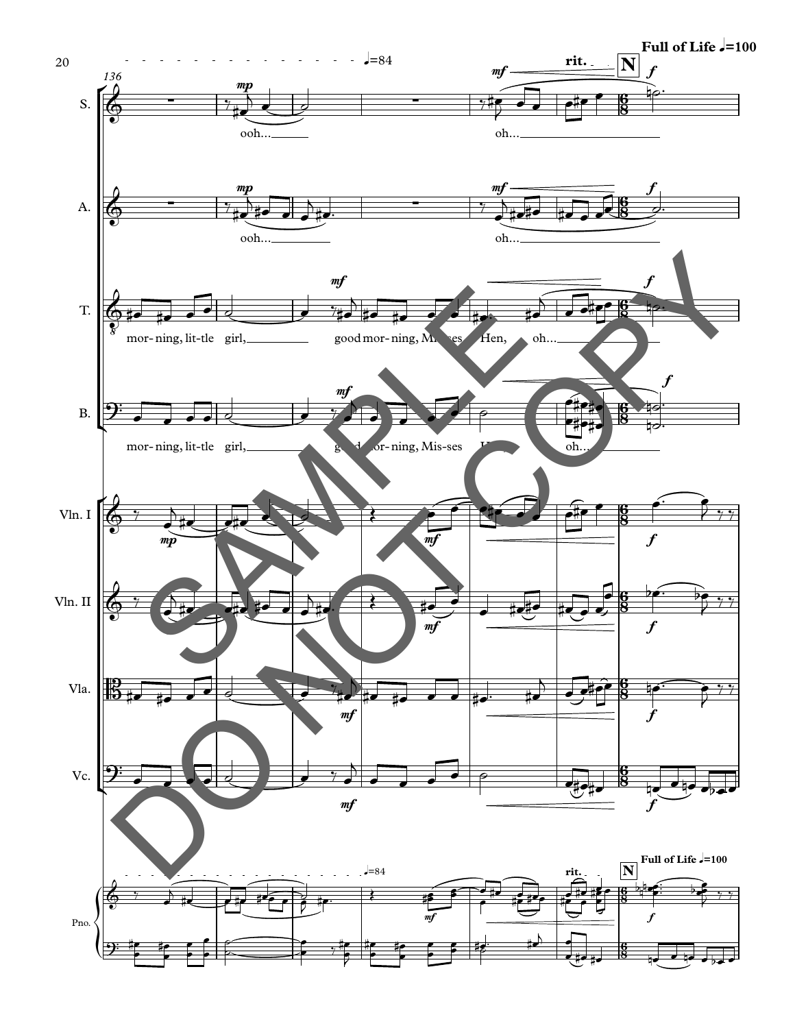Full of Life ♩=100

♩=84

rit.

**N**

S. — ooh... oh...

A. — ooh... oh...

T. — mor- ning, lit- tle girl, good mor- ning, Mis- ses Hen, oh...

B. — mor- ning, lit- tle girl, good mor- ning, Mis- ses Hen, oh...

Vln. I

Vln. II

Vla.

Vc.

Pno.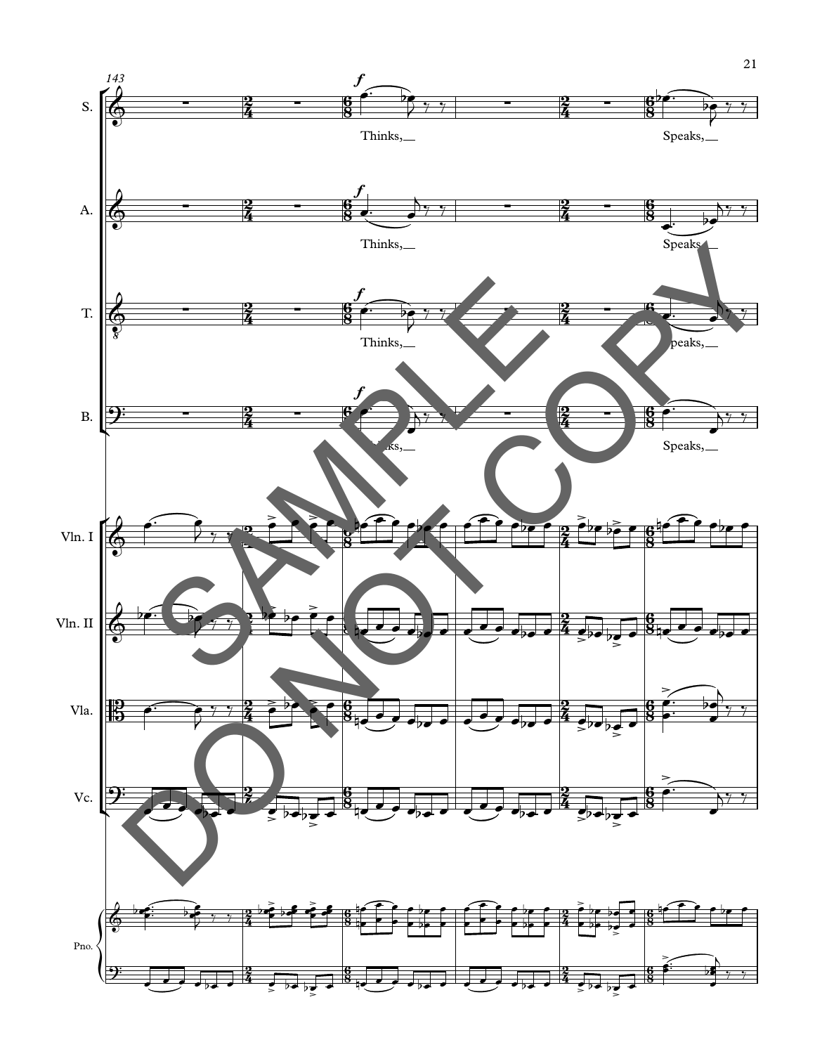143

S. — Thinks,__ — Speaks,__

A. — Thinks,__ — Speaks,__

T. — Thinks,__ — Speaks,__

B. — Thinks,__ — Speaks,__

Vln. I

Vln. II

Vla.

Vc.

Pno.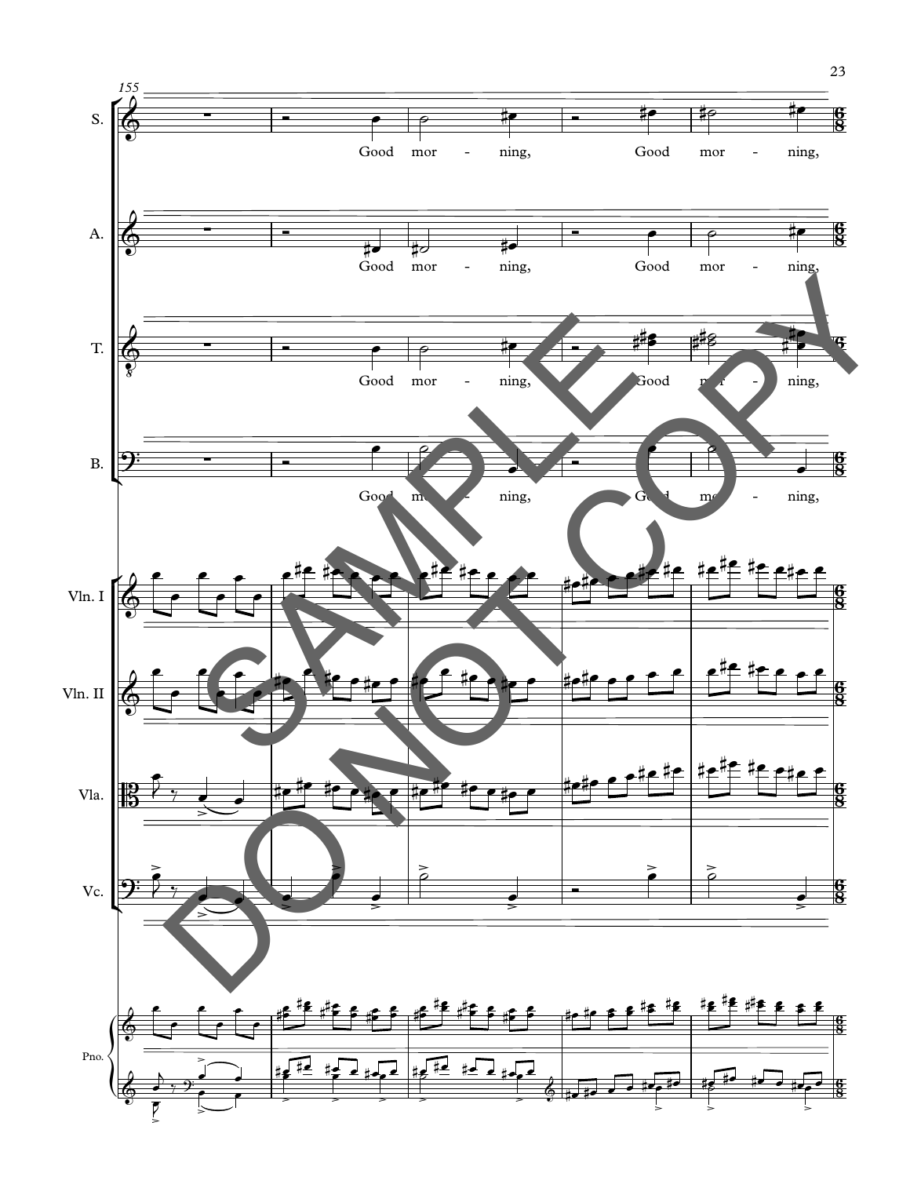155

S.

Good mor - ning, Good mor - ning,

A.

Good mor - ning, Good mor - ning,

T.

Good mor - ning, Good mor - ning,

B.

Good mor - ning, Good mor - ning,

Vln. I

Vln. II

Vla.

Vc.

Pno.

SAMPLE DO NOT COPY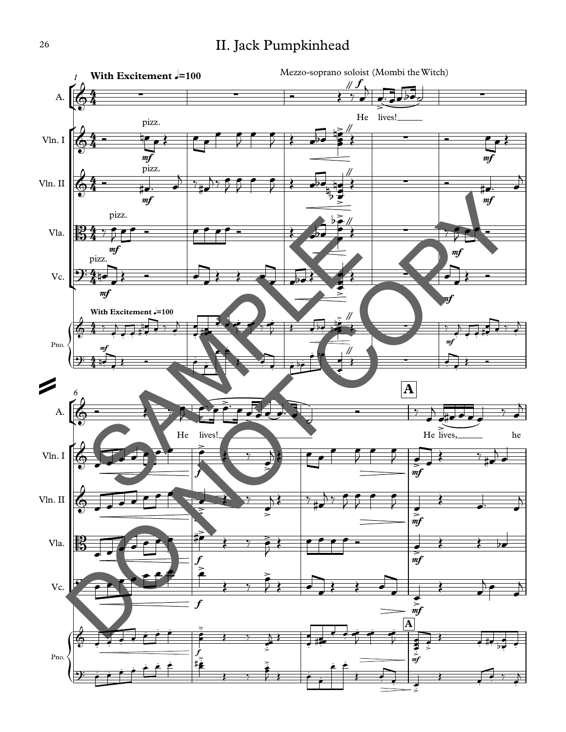# II. Jack Pumpkinhead

**With Excitement** ♩=100

Mezzo-soprano soloist (Mombi the Witch)

He lives!

He lives!

**A**

He lives, he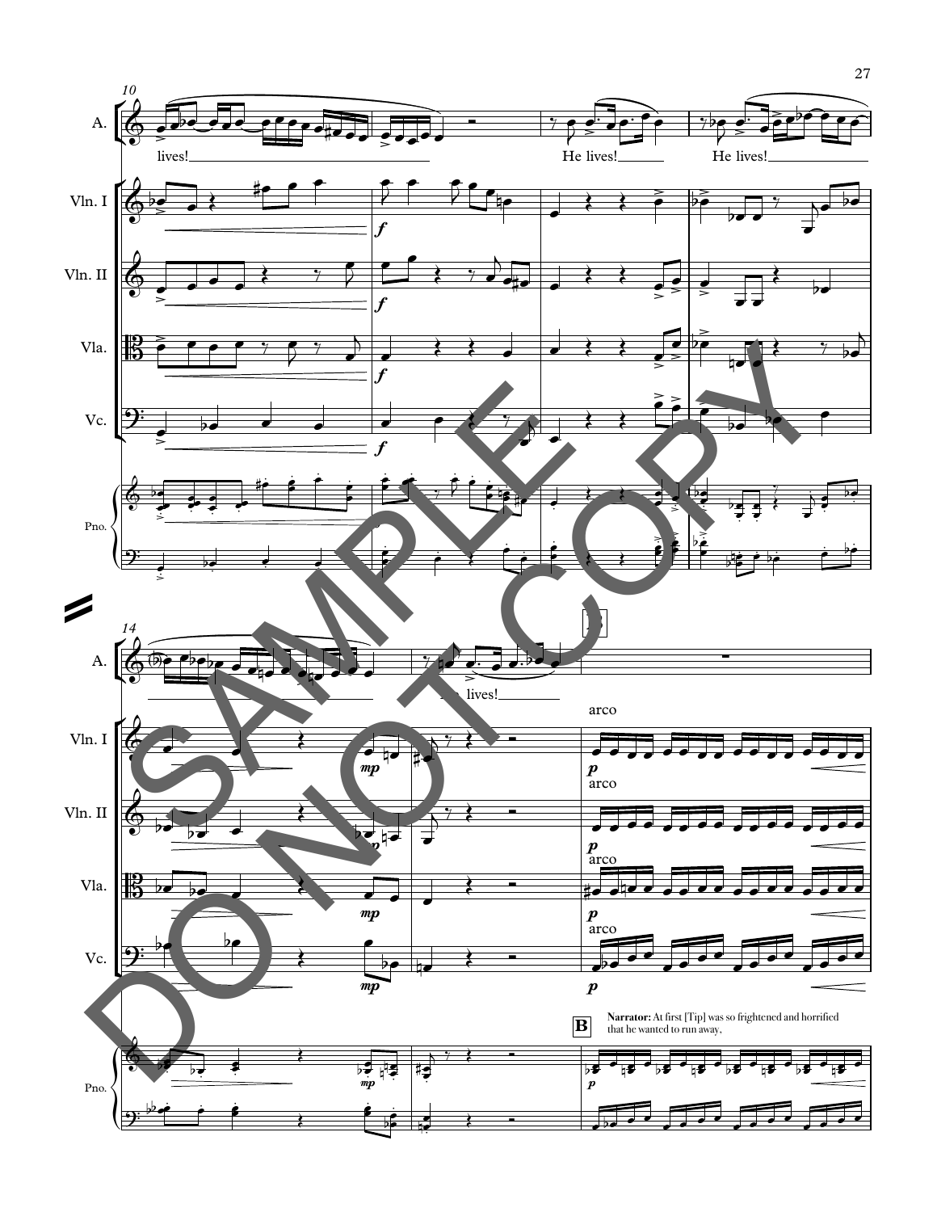lives!

He lives!

He lives!

lives!

arco

**B** **Narrator:** At first [Tip] was so frightened and horrified that he wanted to run away,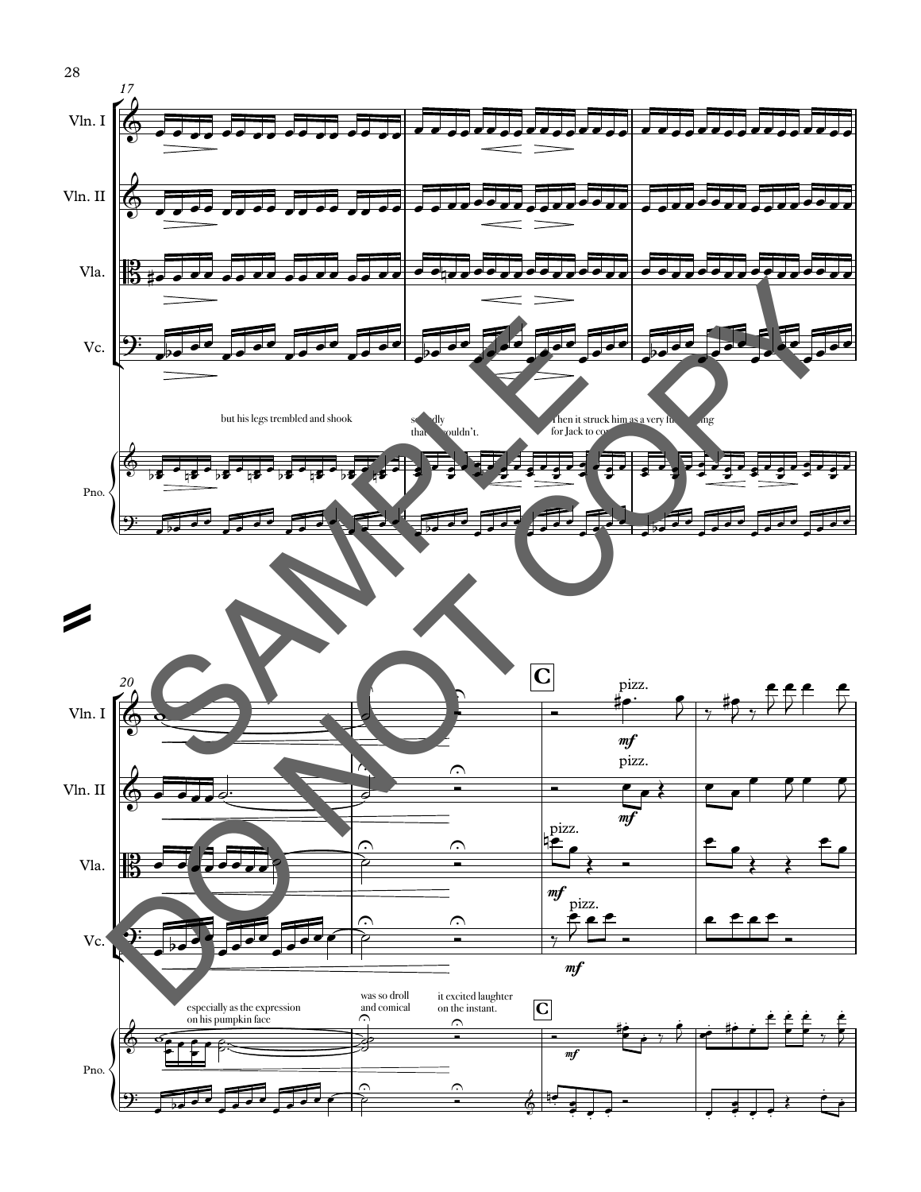but his legs trembled and shook

so badly that he couldn't.

Then it struck him as a very funny thing for Jack to come

especially as the expression on his pumpkin face

was so droll and comical

it excited laughter on the instant.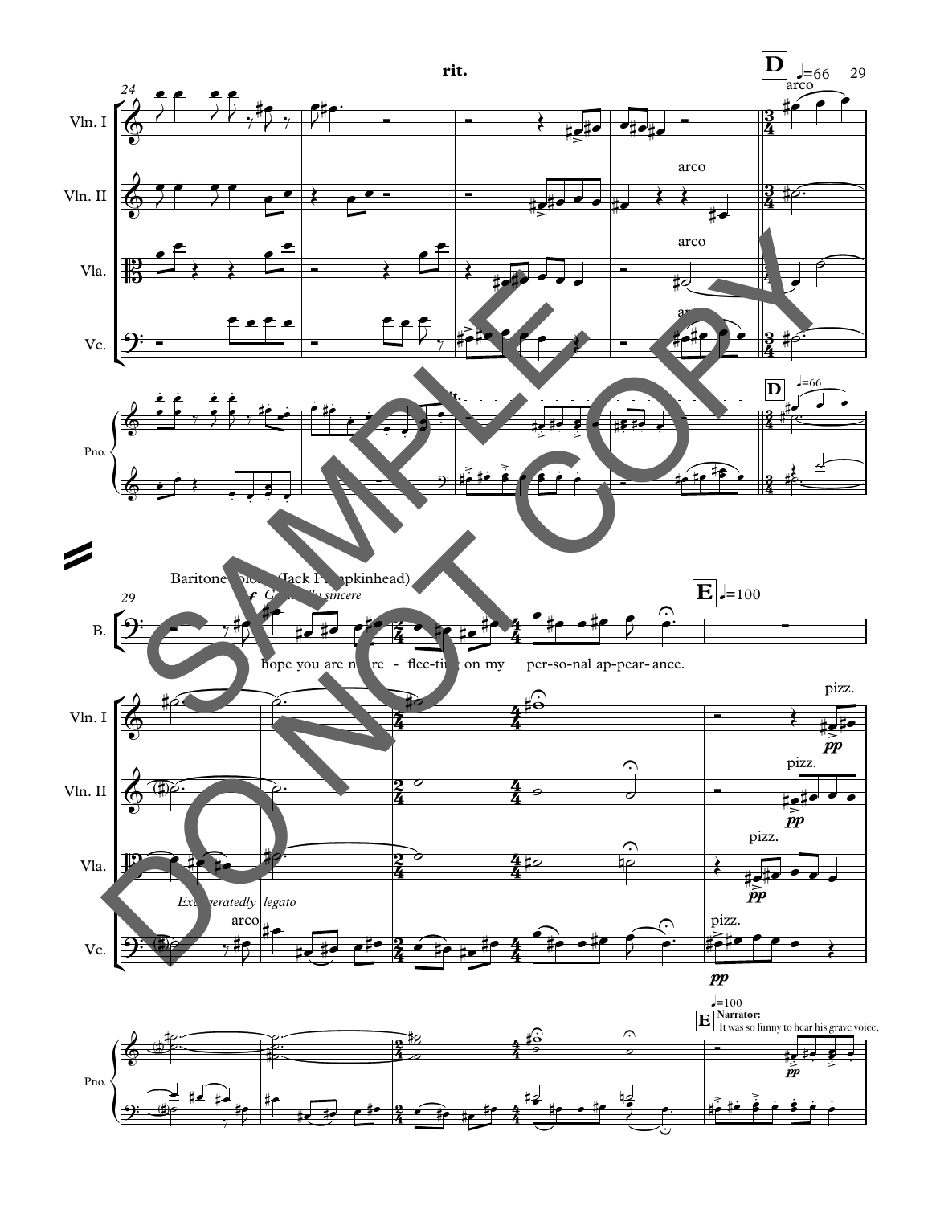rit.

**D** ♩=66

arco

Vln. I

Vln. II

arco

Vla.

arco

Vc.

arco

Pno.

rit.

**D** ♩=66

Baritone Solo (Jack Pumpkinhead)

*Comically sincere*

B.

I hope you are now re - flec - ting on my per - so - nal ap - pear - ance.

**E** ♩=100

pizz.

*pp*

pizz.

*pp*

pizz.

*pp*

*Exaggeratedly legato*

arco

pizz.

*pp*

♩=100

**E** **Narrator:** It was so funny to hear his grave voice,

*pp*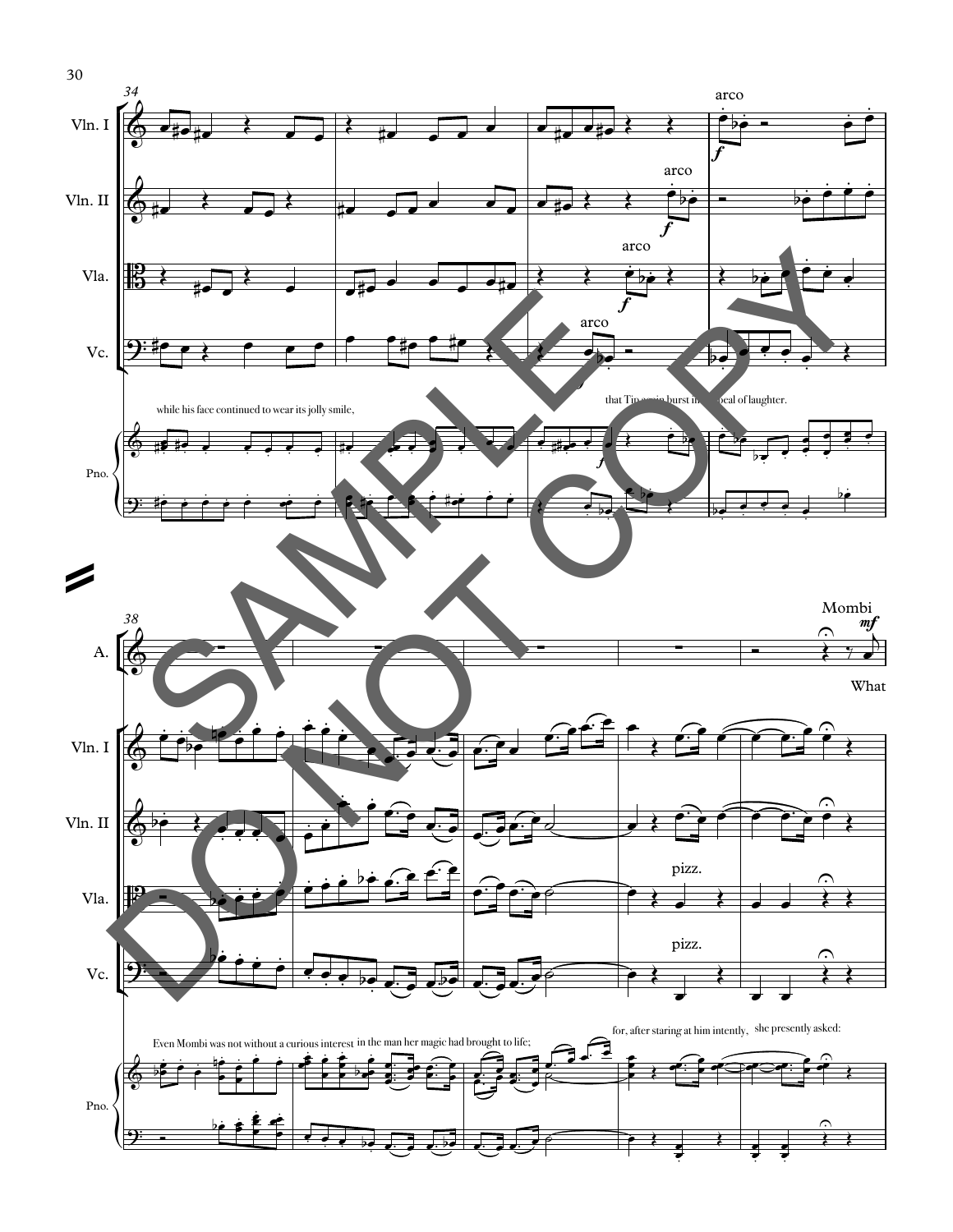while his face continued to wear its jolly smile,

that Tip again burst into a peal of laughter.

Mombi

What

Even Mombi was not without a curious interest in the man her magic had brought to life;

for, after staring at him intently, she presently asked: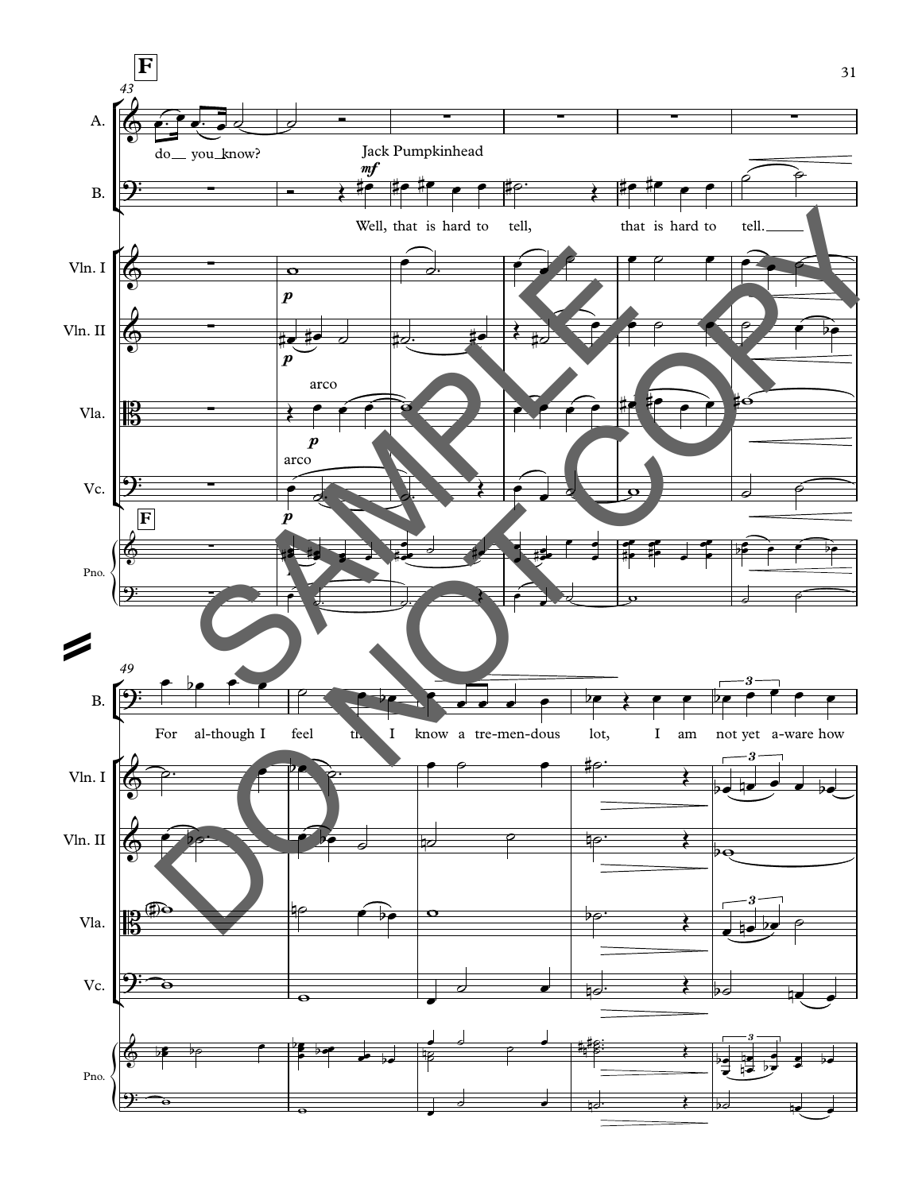**F**

A. — do__ you know?

Jack Pumpkinhead

B. — Well, that is hard to tell, that is hard to tell.___

Vln. I, Vln. II, Vla. (arco), Vc. (arco), Pno.

**F**

B. — For al-though I feel that I know a tre-men-dous lot, I am not yet a-ware how

Vln. I, Vln. II, Vla., Vc., Pno.

SAMPLE DO NOT COPY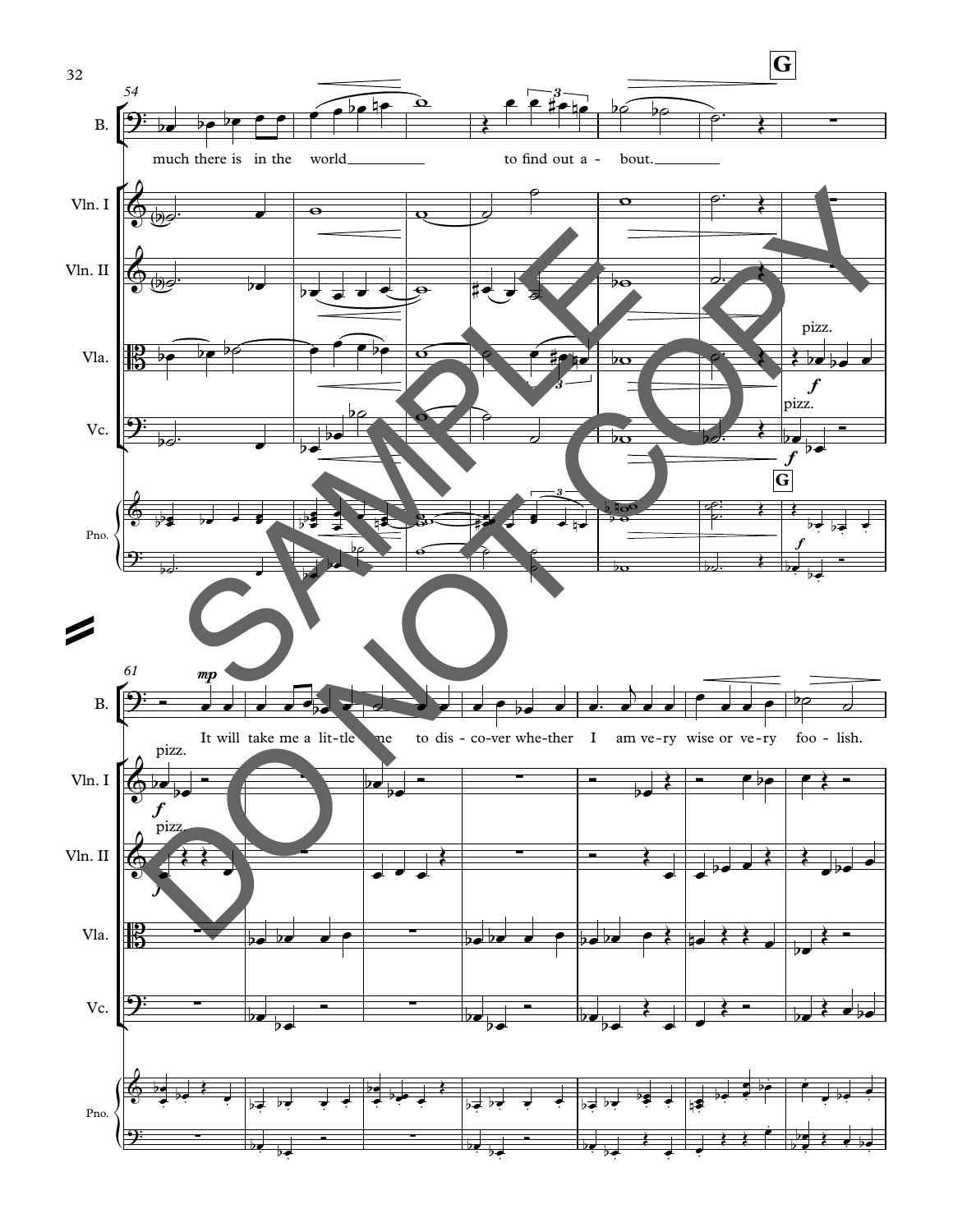**G**

much there is in the world to find out a - bout.

It will take me a lit - tle time to dis - co - ver whe - ther I am ve - ry wise or ve - ry foo - lish.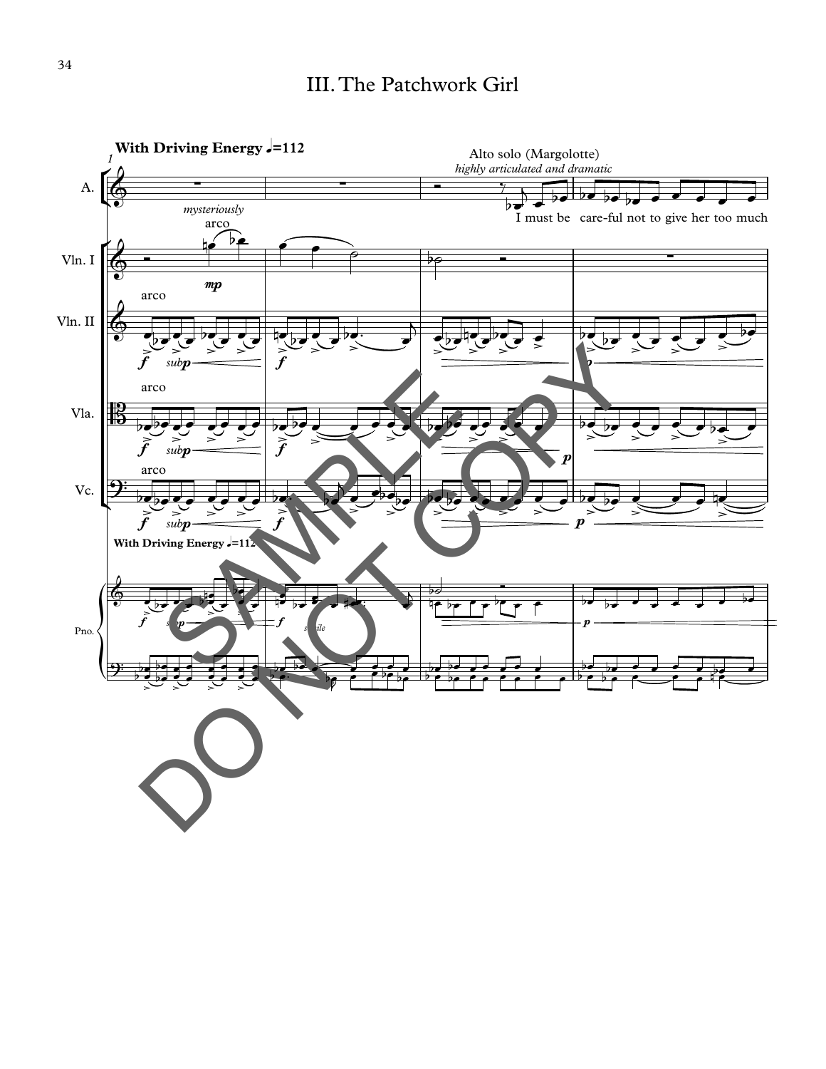# III. The Patchwork Girl

**With Driving Energy** ♩=112

Alto solo (Margolotte)

*highly articulated and dramatic*

I must be care-ful not to give her too much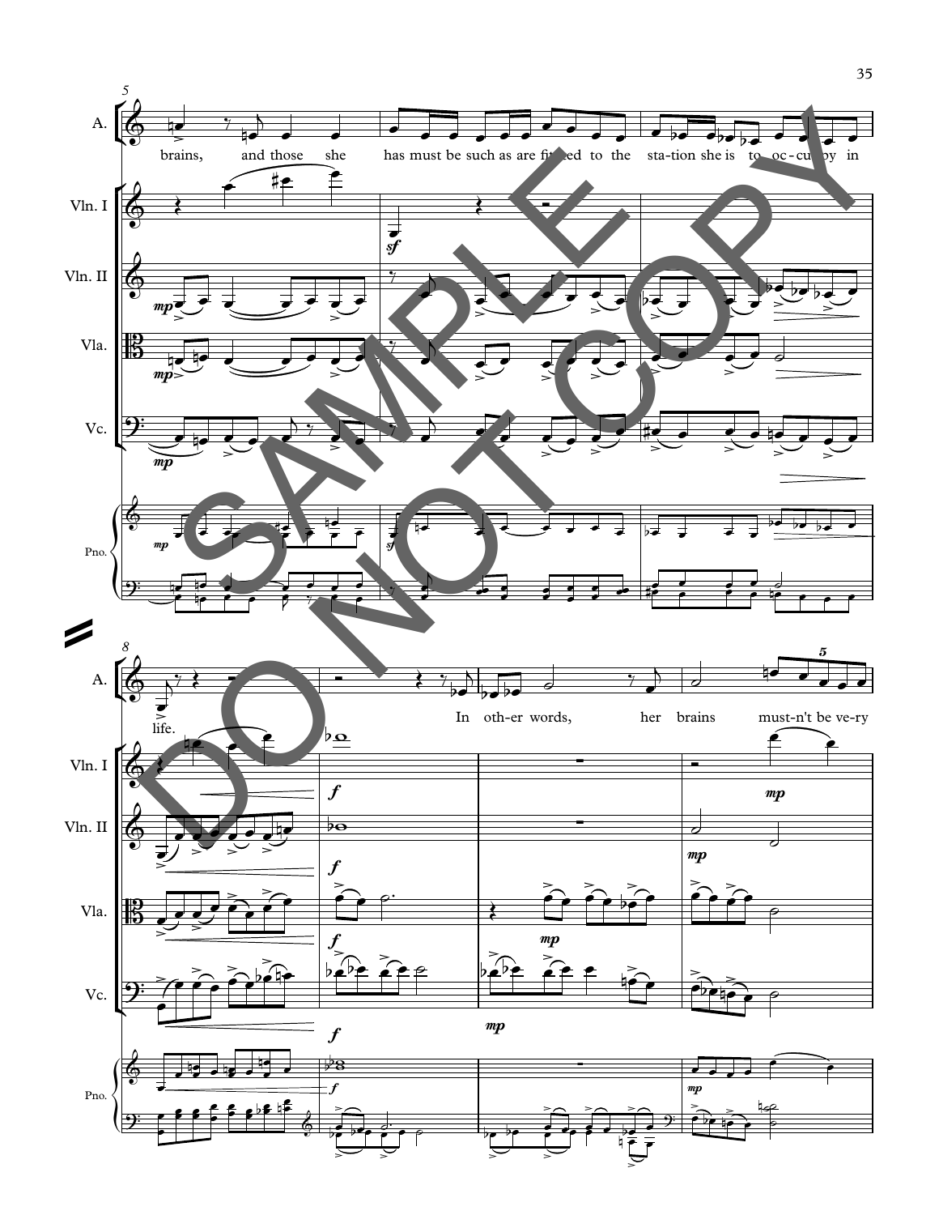5

A.

brains, and those she has must be such as are fitted to the station she is to oc-cu-py in

Vln. I

Vln. II

Vla.

Vc.

Pno.

8

life. In oth-er words, her brains must-n't be ve-ry

Vln. I

Vln. II

Vla.

Vc.

Pno.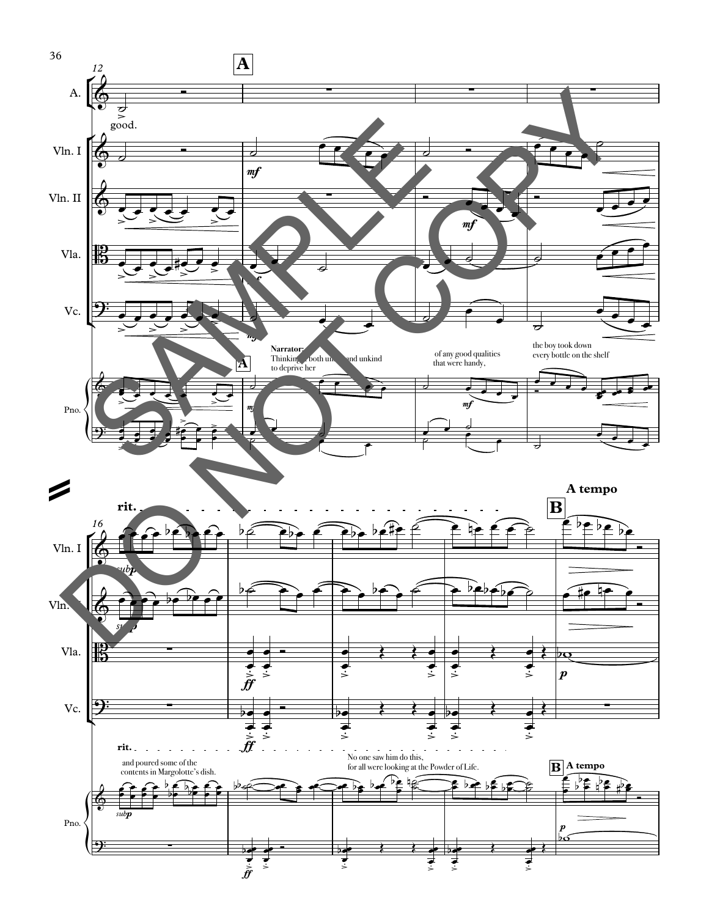A

Narrator:
Thinking it both unjust and unkind
to deprive her

of any good qualities
that were handy,

the boy took down
every bottle on the shelf

and poured some of the
contents in Margolotte's dish.

No one saw him do this,
for all were looking at the Powder of Life.

B A tempo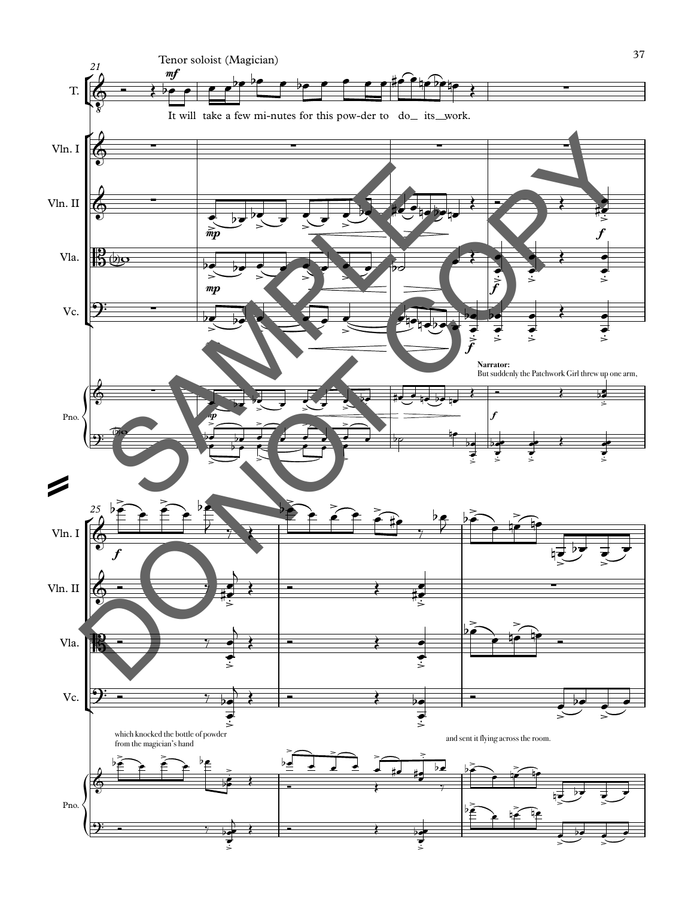Tenor soloist (Magician)

It will take a few mi-nutes for this pow-der to do_ its_work.

Narrator:
But suddenly the Patchwork Girl threw up one arm,

which knocked the bottle of powder from the magician's hand

and sent it flying across the room.

SAMPLE DO NOT COPY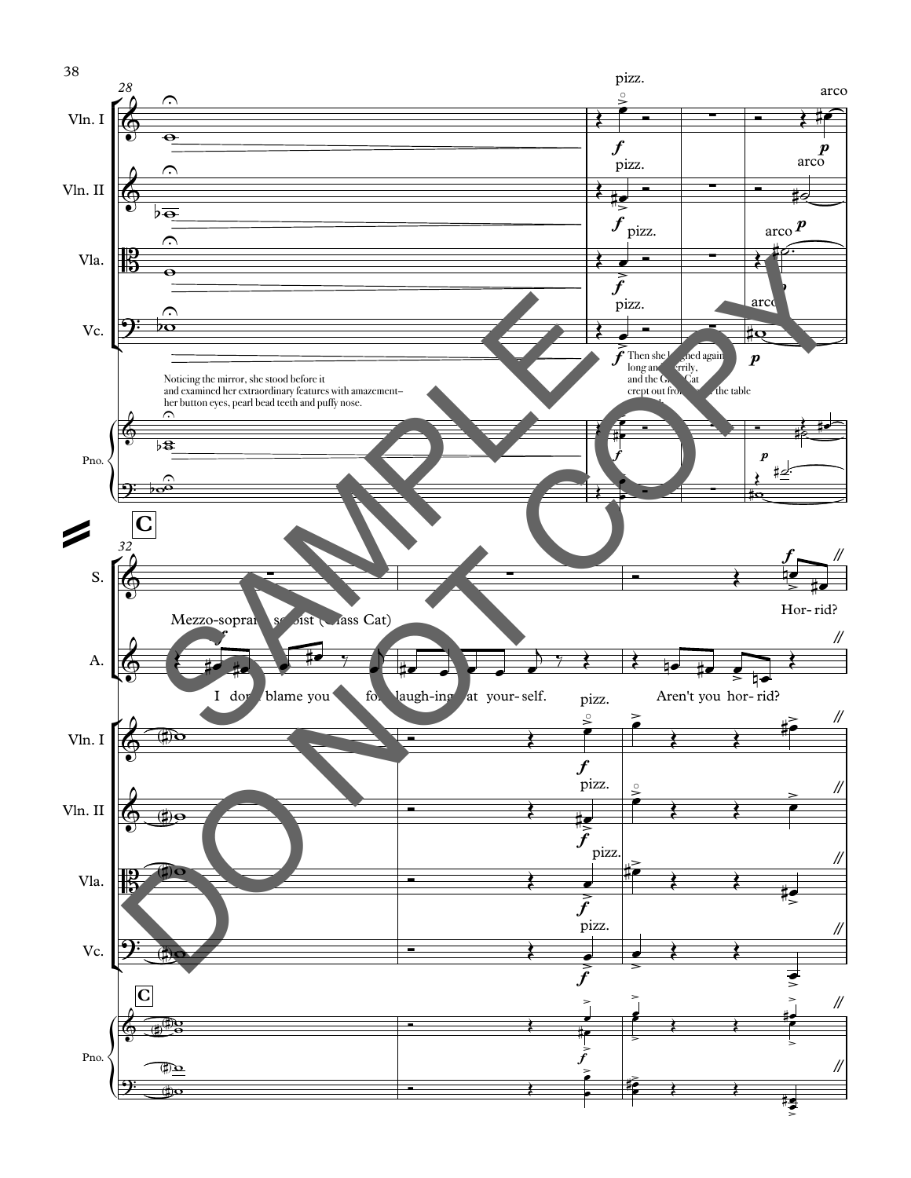Noticing the mirror, she stood before it and examined her extraordinary features with amazement–her button eyes, pearl bead teeth and puffy nose.

Then she laughed again, long and merrily, and the Glass Cat crept out from under the table

**C**

Mezzo-soprano soloist (Glass Cat)

A.: I don't blame you for laugh-ing at your-self. Aren't you hor-rid?

S.: Hor-rid?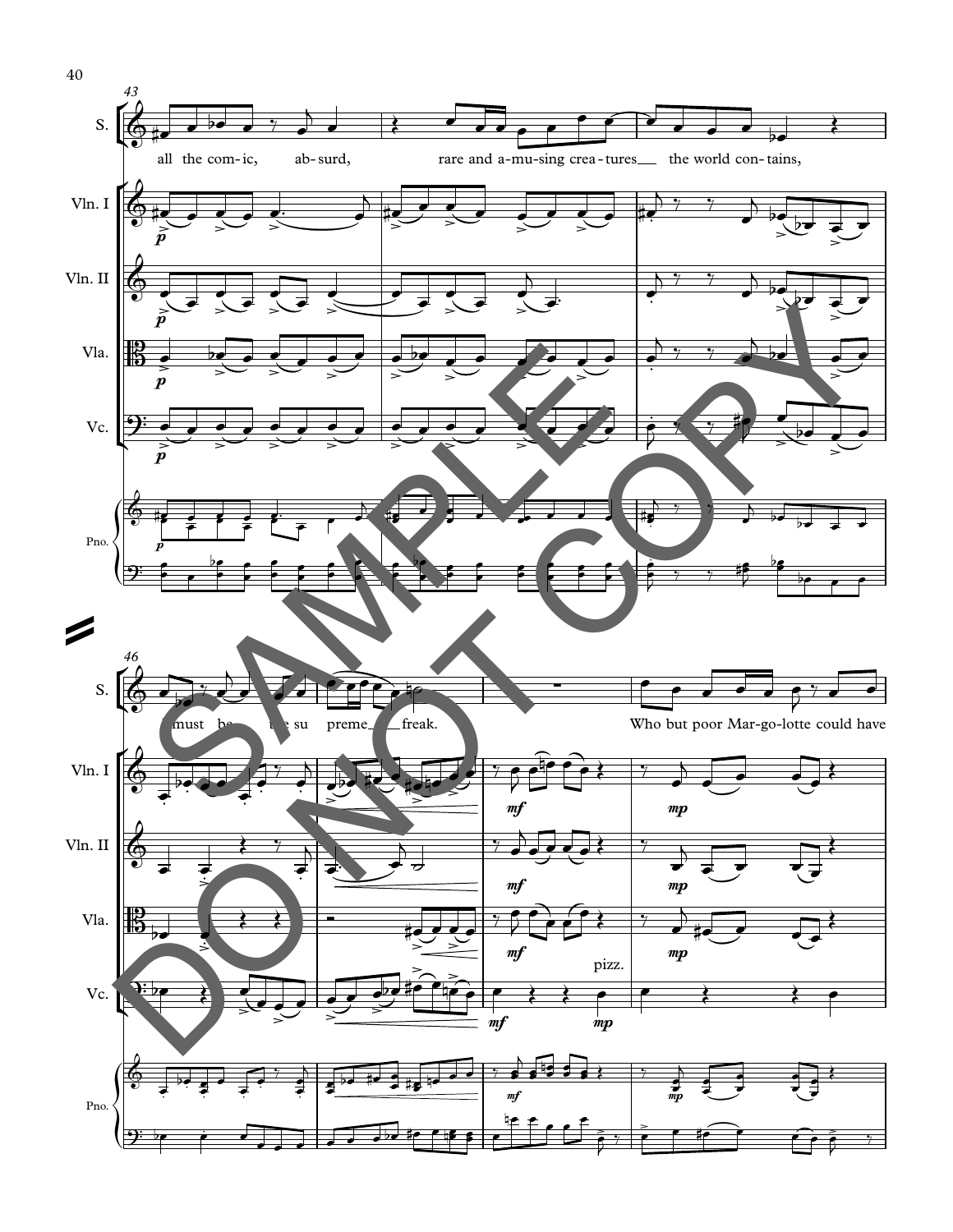43

S.

all the com-ic, ab-surd, rare and a-mu-sing crea-tures the world con-tains,

Vln. I

Vln. II

Vla.

Vc.

Pno.

46

S.

must be the su preme freak. Who but poor Mar-go-lotte could have

Vln. I

Vln. II

Vla.

pizz.

Vc.

Pno.

SAMPLE DO NOT COPY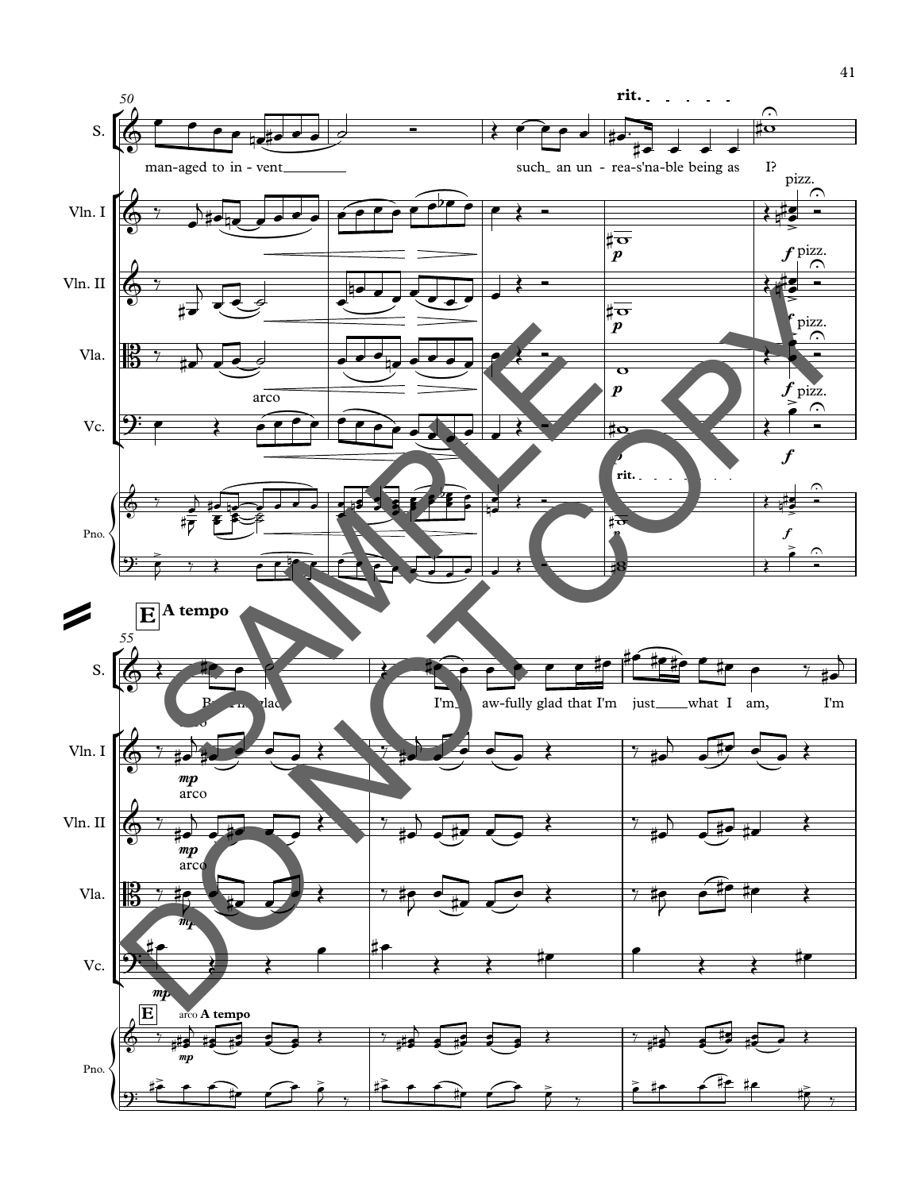man-aged to in-vent such an un-rea-s'na-ble being as I?

**E** **A tempo**

But I'm glad I'm aw-fully glad that I'm just what I am, I'm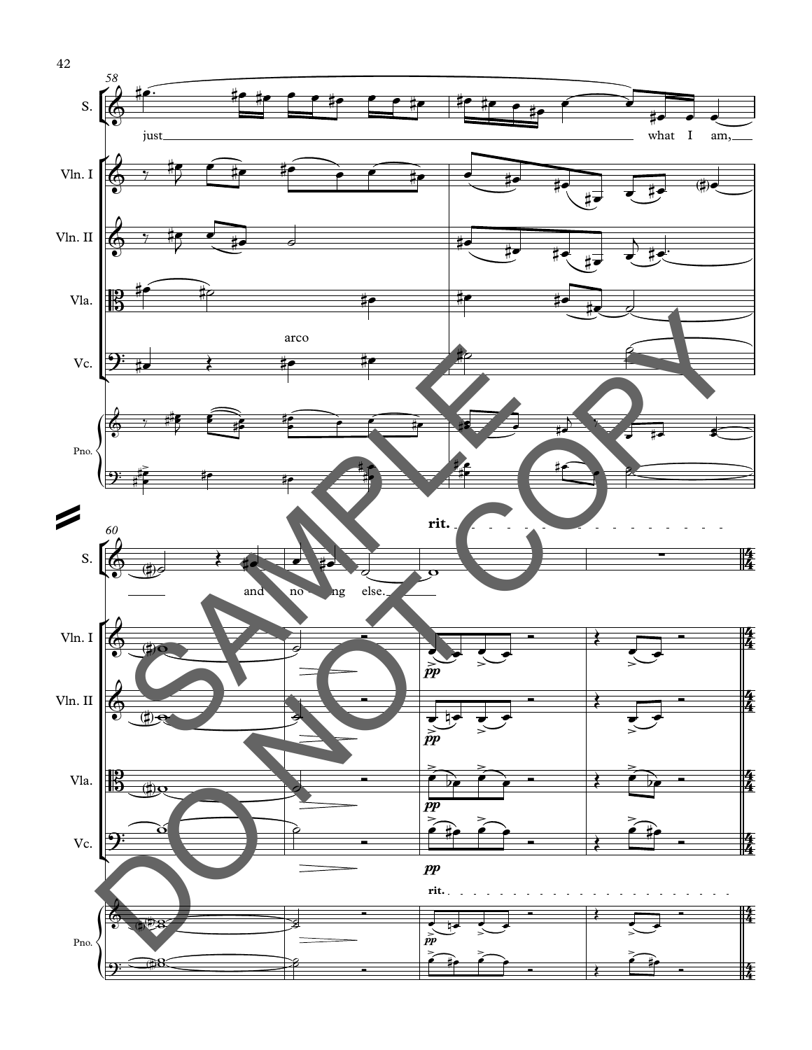58

S.: just what I am,

Vln. I

Vln. II

Vla.

Vc.: arco

Pno.

60

S.: and nothing else.

rit.

Vln. I: *pp*

Vln. II: *pp*

Vla.: *pp*

Vc.: *pp*

Pno.: rit. *pp*

SAMPLE DO NOT COPY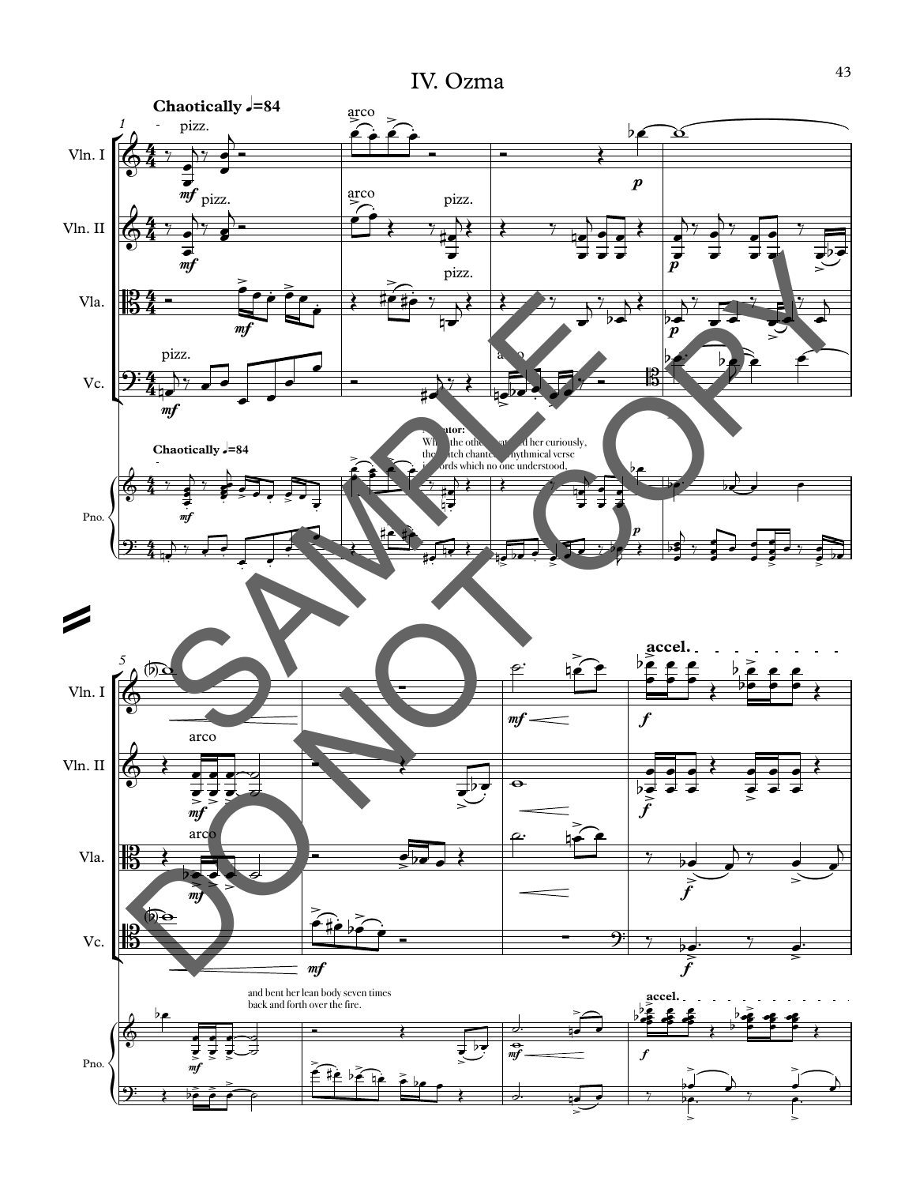# IV. Ozma

**Chaotically ♩=84**

**Narrator:** While the others watched her curiously, the Witch chanted a rhythmical verse in words which no one understood,

and bent her lean body seven times back and forth over the fire.

**accel.**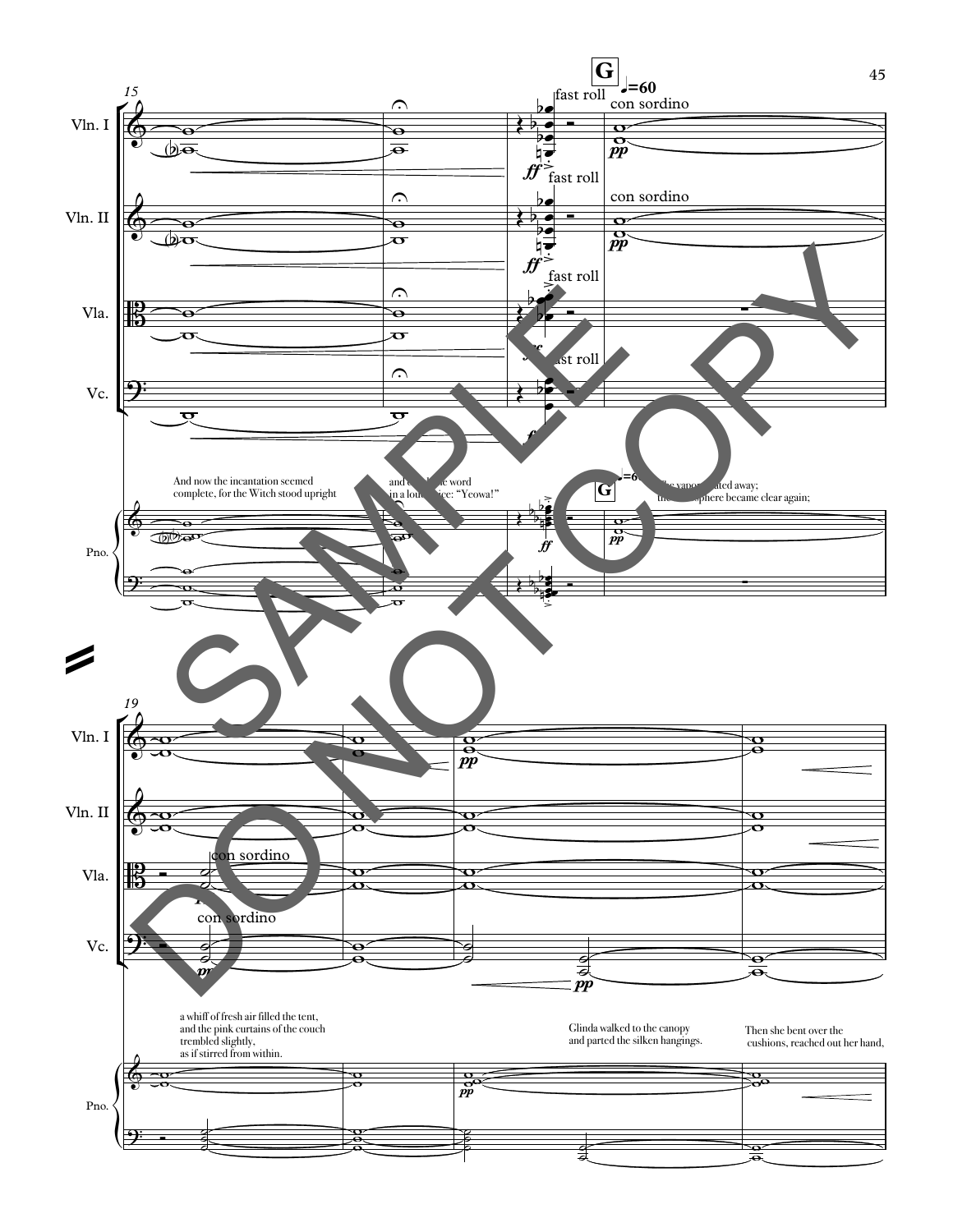And now the incantation seemed complete, for the Witch stood upright

and cried the word in a loud voice: "Yeowa!"

**G** ♩=60

The vapor floated away; the atmosphere became clear again;

a whiff of fresh air filled the tent, and the pink curtains of the couch trembled slightly, as if stirred from within.

Glinda walked to the canopy and parted the silken hangings.

Then she bent over the cushions, reached out her hand,

SAMPLE DO NOT COPY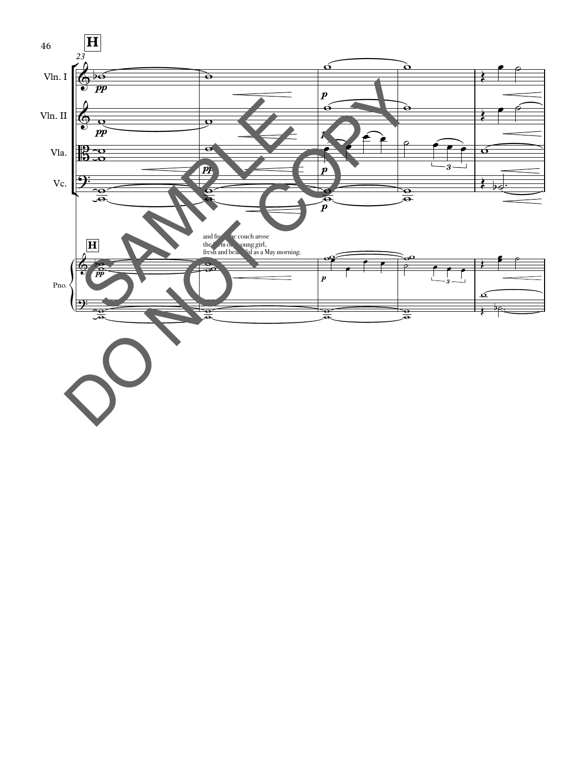**H**

and from the couch arose
the form of a young girl,
fresh and beautiful as a May morning.

SAMPLE
DO NOT COPY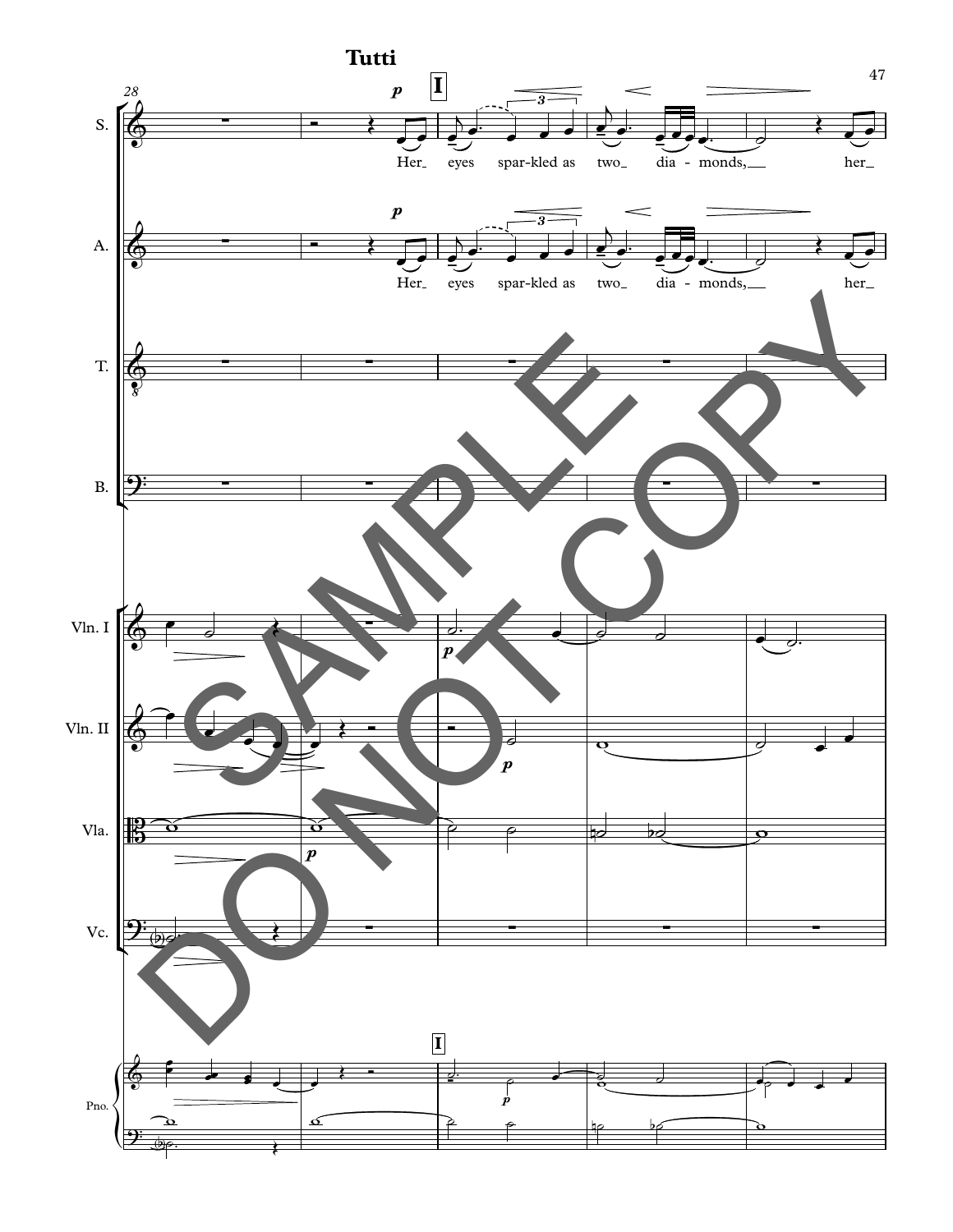**Tutti**

28

S.

Her_ eyes spar-kled as two_ dia - monds,__ her_

A.

Her_ eyes spar-kled as two_ dia - monds,__ her_

T.

B.

Vln. I

Vln. II

Vla.

Vc.

Pno.

SAMPLE DO NOT COPY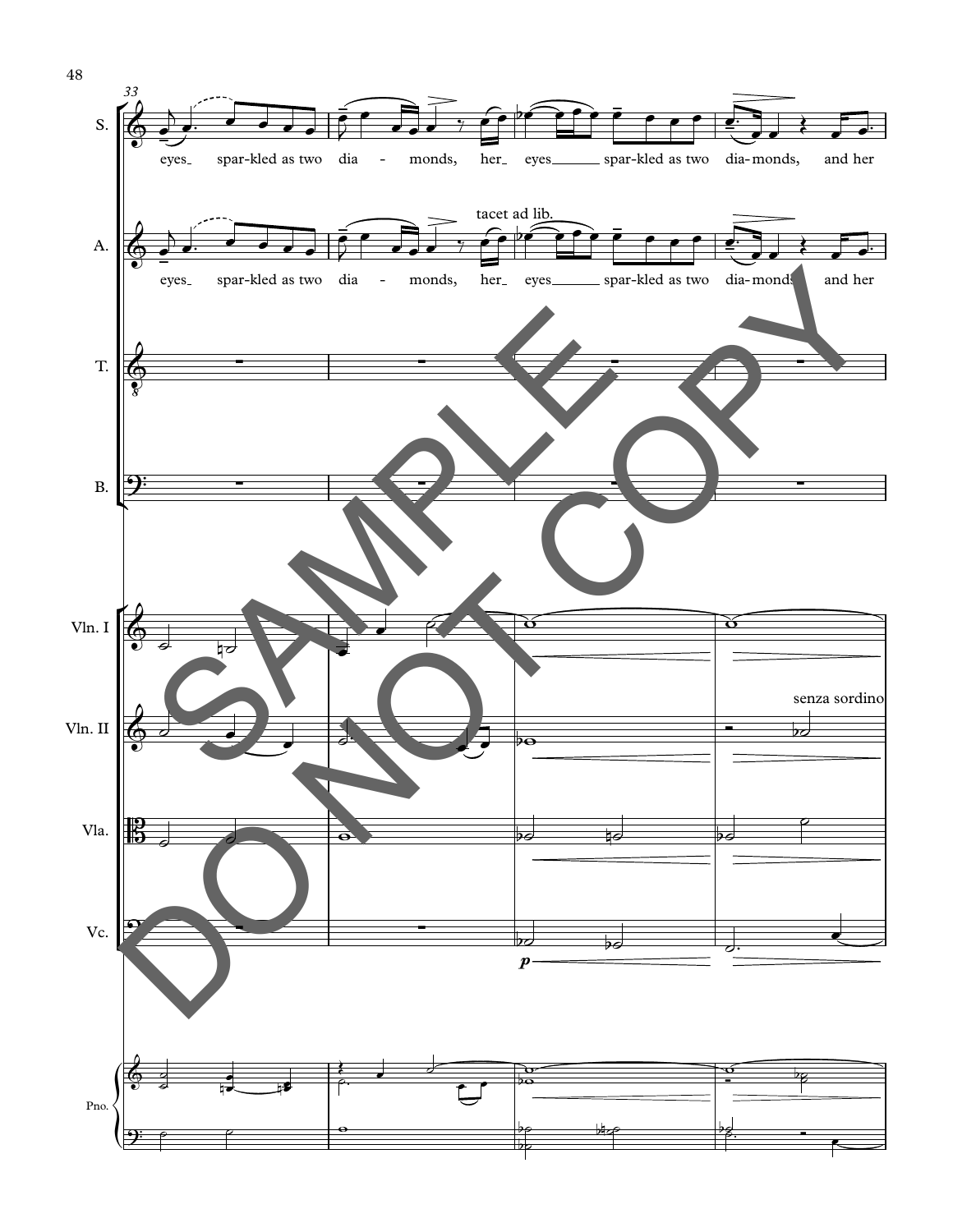33

S. eyes spar-kled as two dia - monds, her eyes spar-kled as two dia-monds, and her

tacet ad lib.

A. eyes spar-kled as two dia - monds, her eyes spar-kled as two dia-monds, and her

T.

B.

Vln. I

Vln. II

senza sordino

Vla.

Vc.

*p*

Pno.

SAMPLE DO NOT COPY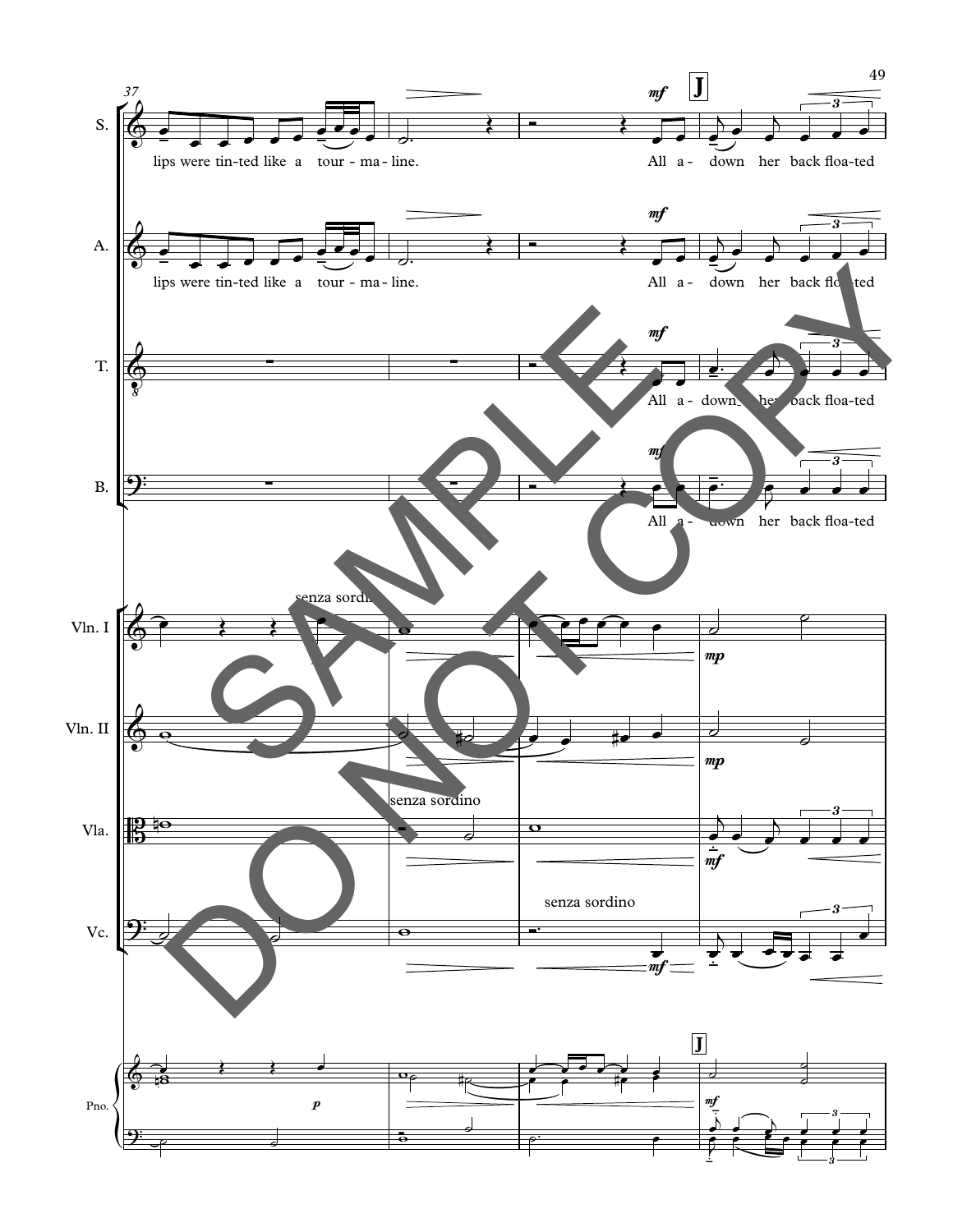S.
lips were tin-ted like a tour - ma - line. All a - down her back floa-ted

A.
lips were tin-ted like a tour - ma - line. All a - down her back floa-ted

T.
All a - down her back floa-ted

B.
All a - down her back floa-ted

Vln. I
senza sordino

Vln. II

Vla.
senza sordino

Vc.
senza sordino

Pno.

SAMPLE DO NOT COPY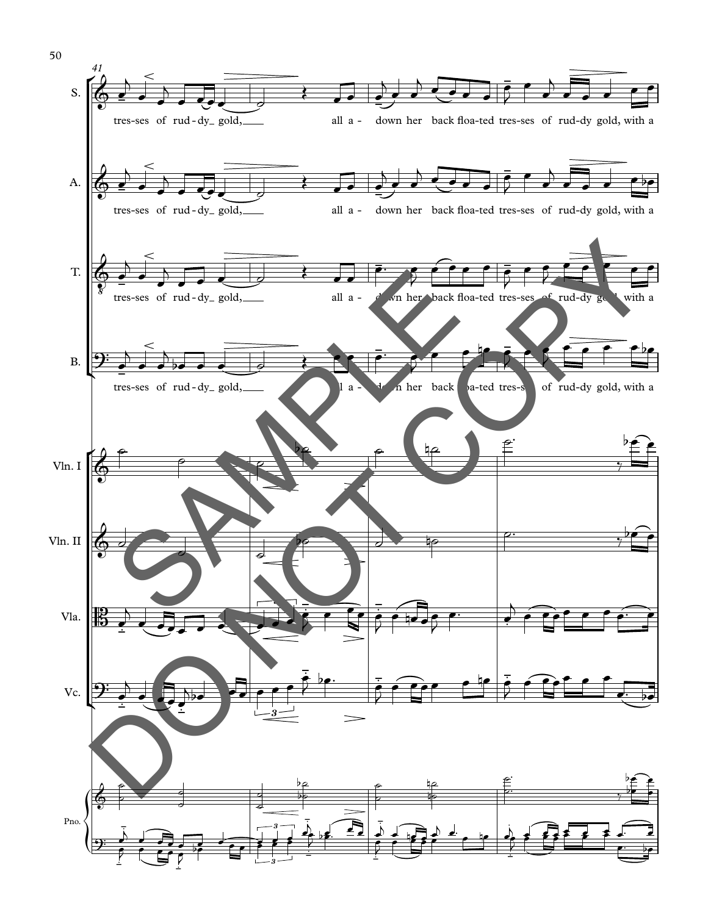tres-ses of rud-dy gold, all a - down her back floa-ted tres-ses of rud-dy gold, with a

tres-ses of rud-dy gold, all a - down her back floa-ted tres-ses of rud-dy gold, with a

tres-ses of rud-dy gold, all a - down her back floa-ted tres-ses of rud-dy gold, with a

tres-ses of rud-dy gold, all a - down her back floa-ted tres-ses of rud-dy gold, with a

SAMPLE DO NOT COPY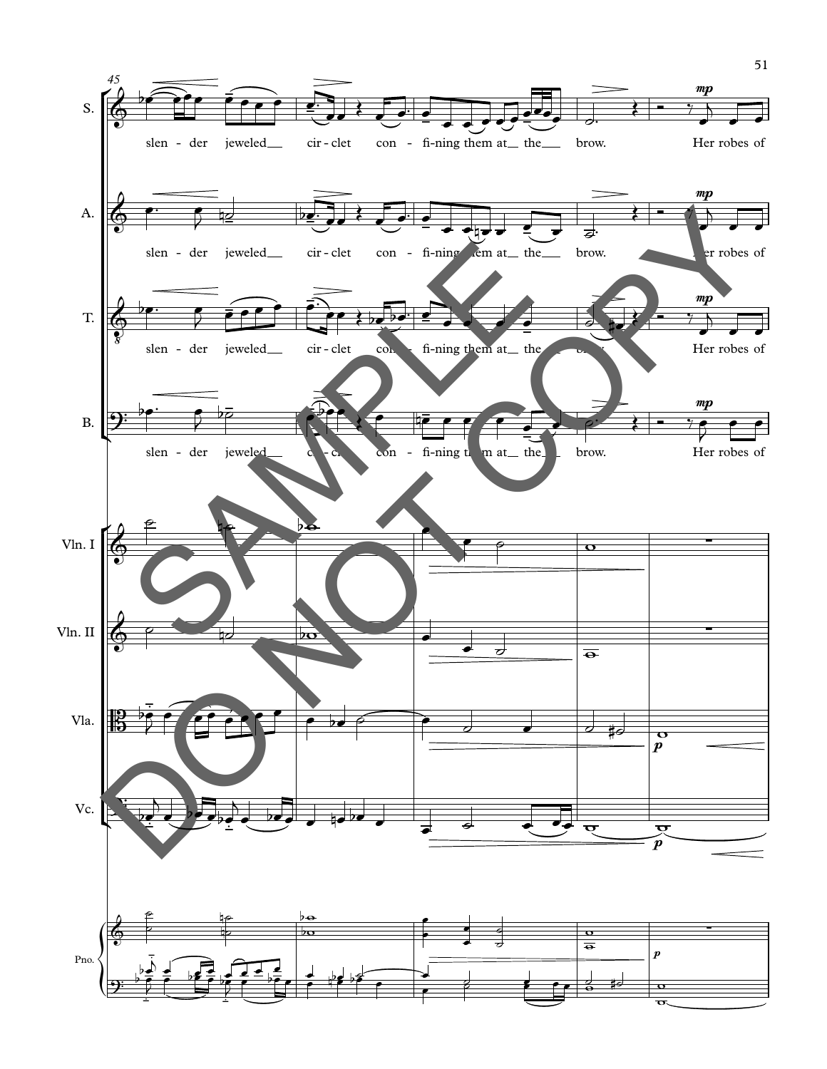slen - der jeweled cir - clet con - fi - ning them at the brow. Her robes of

slen - der jeweled cir - clet con - fi - ning them at the brow. Her robes of

slen - der jeweled cir - clet con - fi - ning them at the brow. Her robes of

slen - der jeweled cir - clet con - fi - ning them at the brow. Her robes of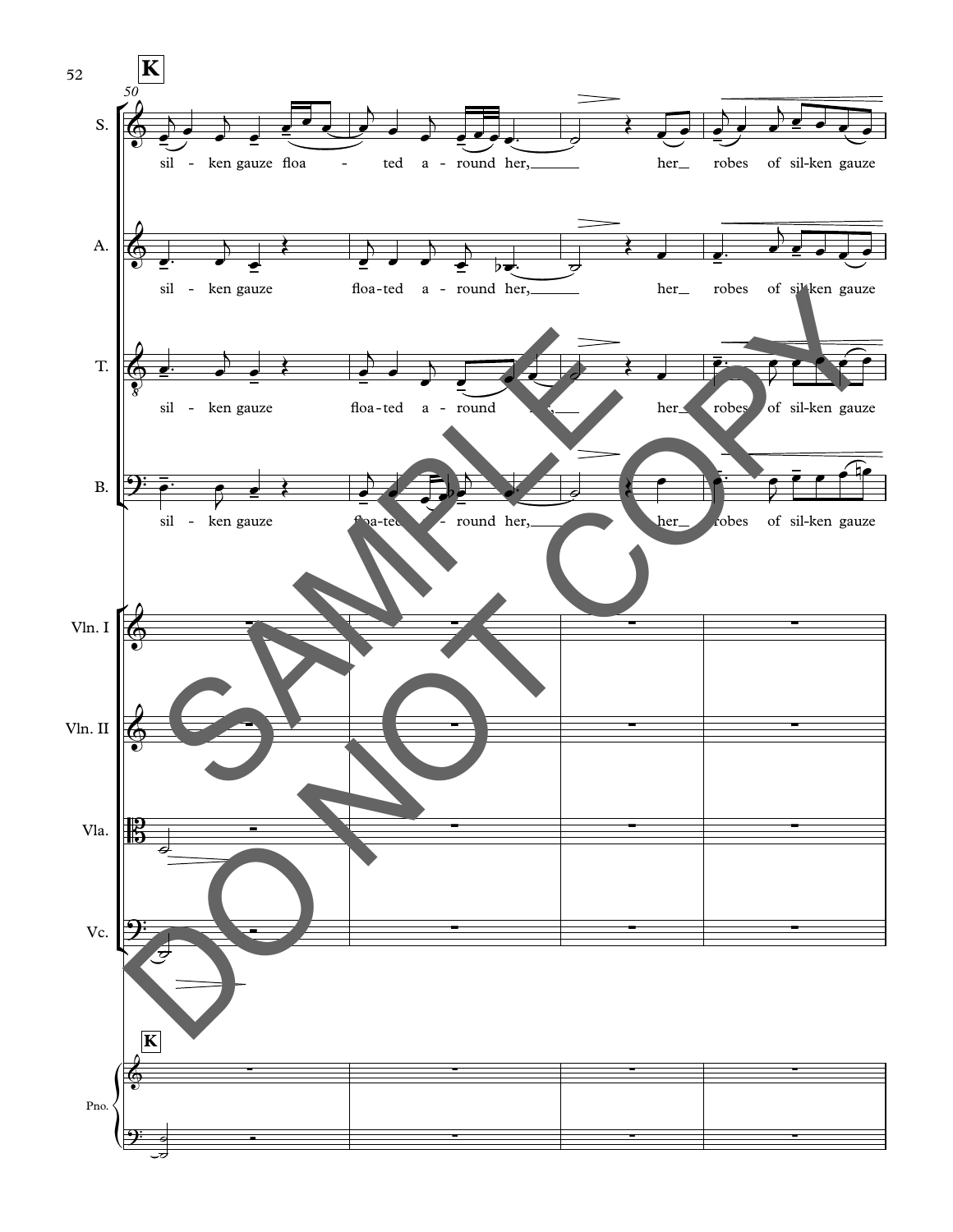**K**

50

S. sil - ken gauze floa - ted a - round her, her robes of sil-ken gauze

A. sil - ken gauze floa-ted a - round her, her robes of sil-ken gauze

T. sil - ken gauze floa-ted a - round her, her robes of sil-ken gauze

B. sil - ken gauze floa-ted a - round her, her robes of sil-ken gauze

Vln. I

Vln. II

Vla.

Vc.

**K**

Pno.

SAMPLE DO NOT COPY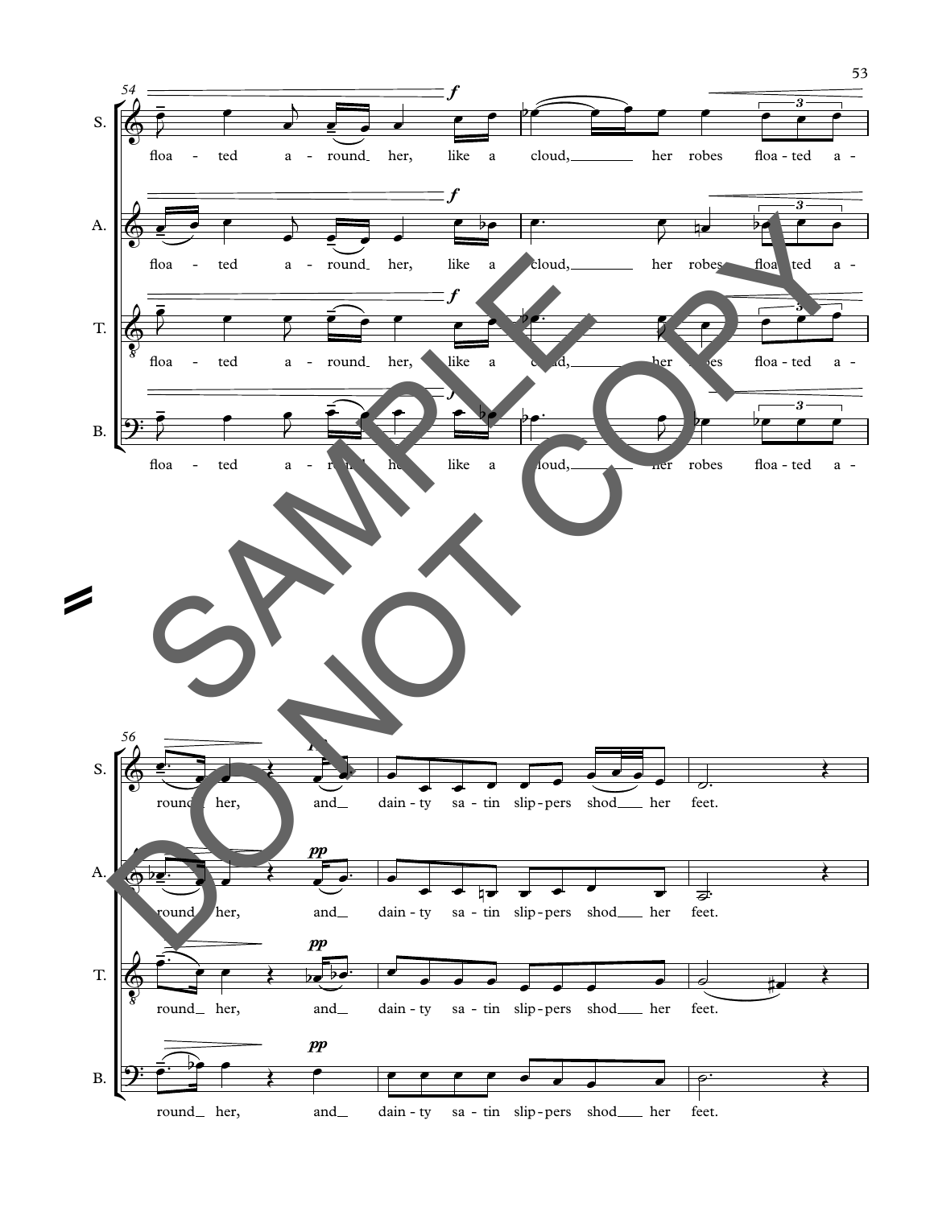S. floa - ted a - round her, like a cloud, her robes floa - ted a -

A. floa - ted a - round her, like a cloud, her robes floa - ted a -

T. floa - ted a - round her, like a cloud, her robes floa - ted a -

B. floa - ted a - round her, like a cloud, her robes floa - ted a -

S. round her, and dain - ty sa - tin slip - pers shod her feet.

A. round her, and dain - ty sa - tin slip - pers shod her feet.

T. round her, and dain - ty sa - tin slip - pers shod her feet.

B. round her, and dain - ty sa - tin slip - pers shod her feet.

SAMPLE DO NOT COPY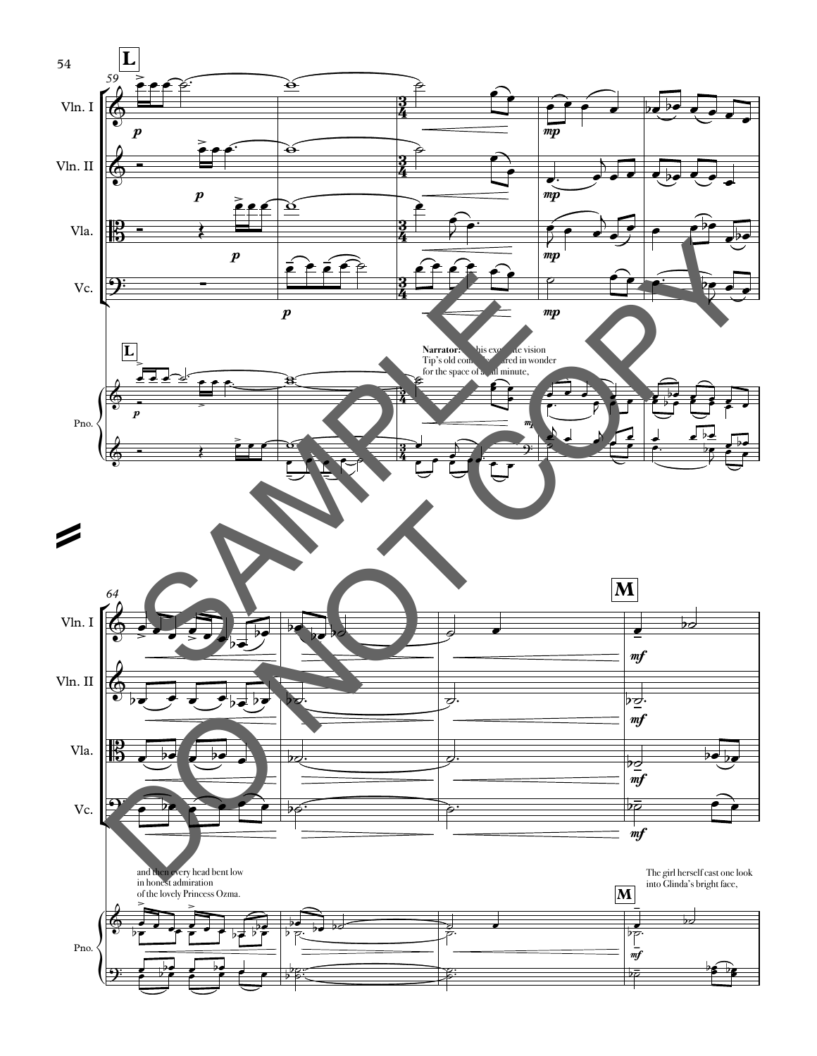**Narrator:** At this exquisite vision Tip's old companions stared in wonder for the space of a full minute,

and then every head bent low in honest admiration of the lovely Princess Ozma.

The girl herself cast one look into Glinda's bright face,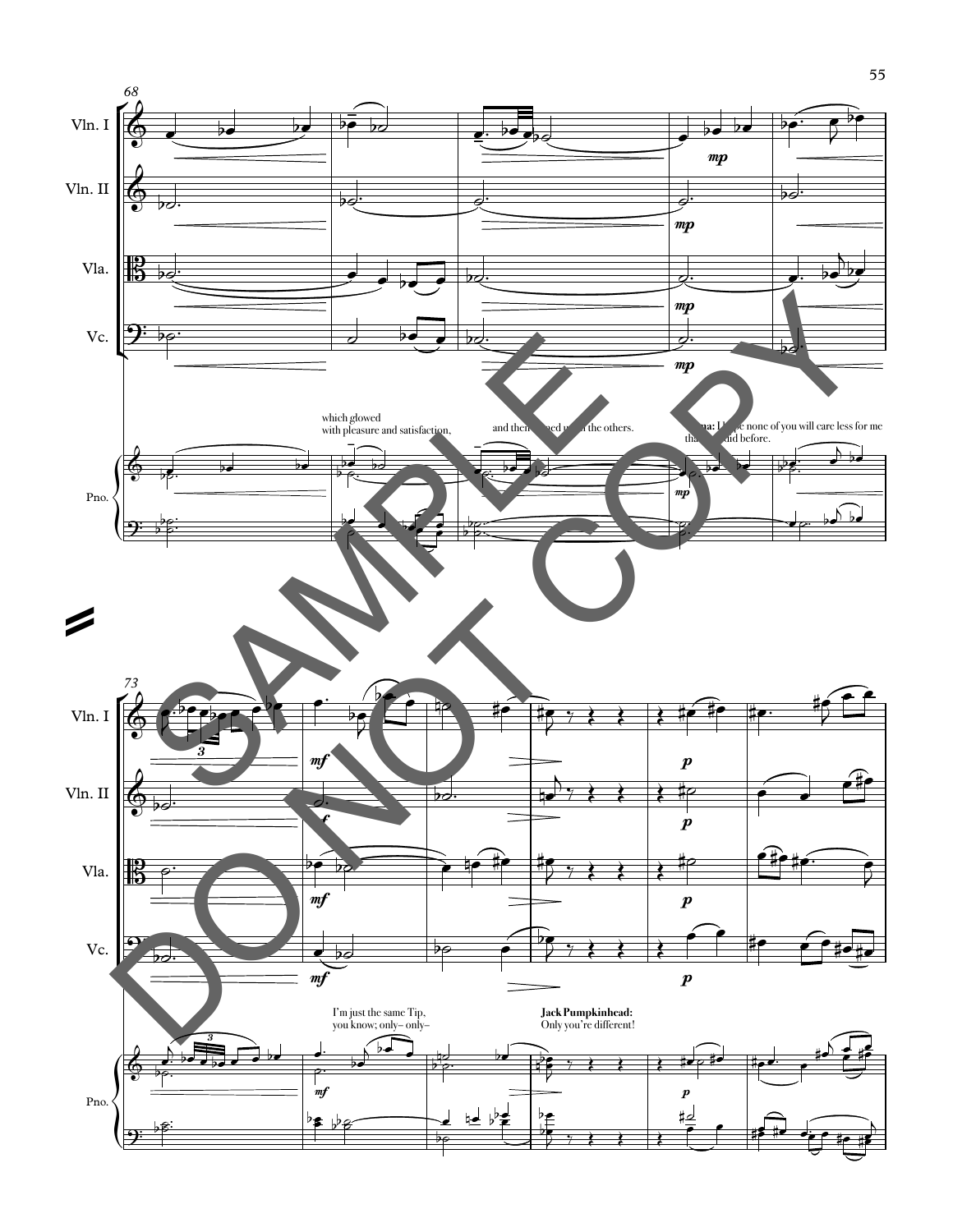which glowed
with pleasure and satisfaction,

and then turned upon the others.

**Ozma:** I hope none of you will care less for me than you did before.

I'm just the same Tip,
you know; only– only–

**Jack Pumpkinhead:**
Only you're different!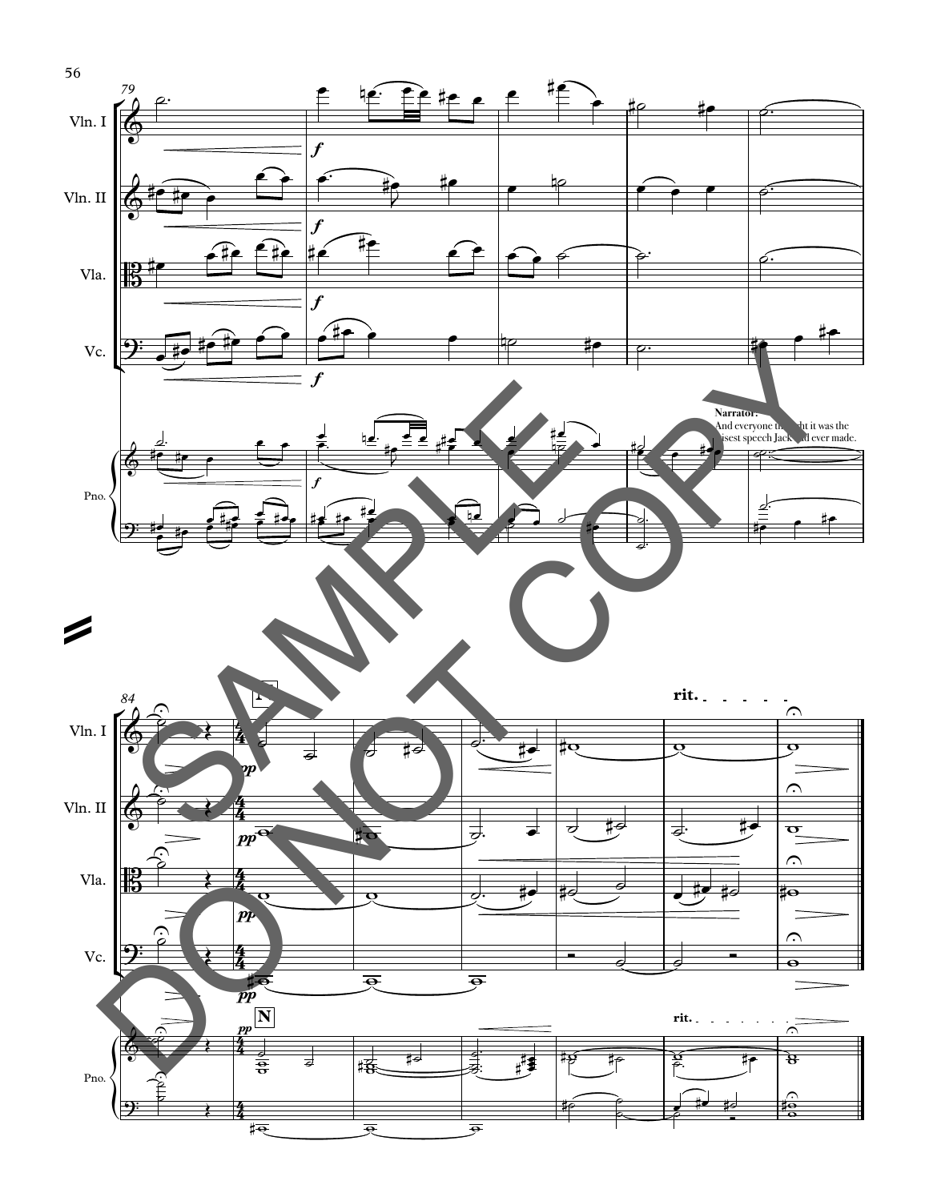Narrator:
And everyone thought it was the wisest speech Jack had ever made.